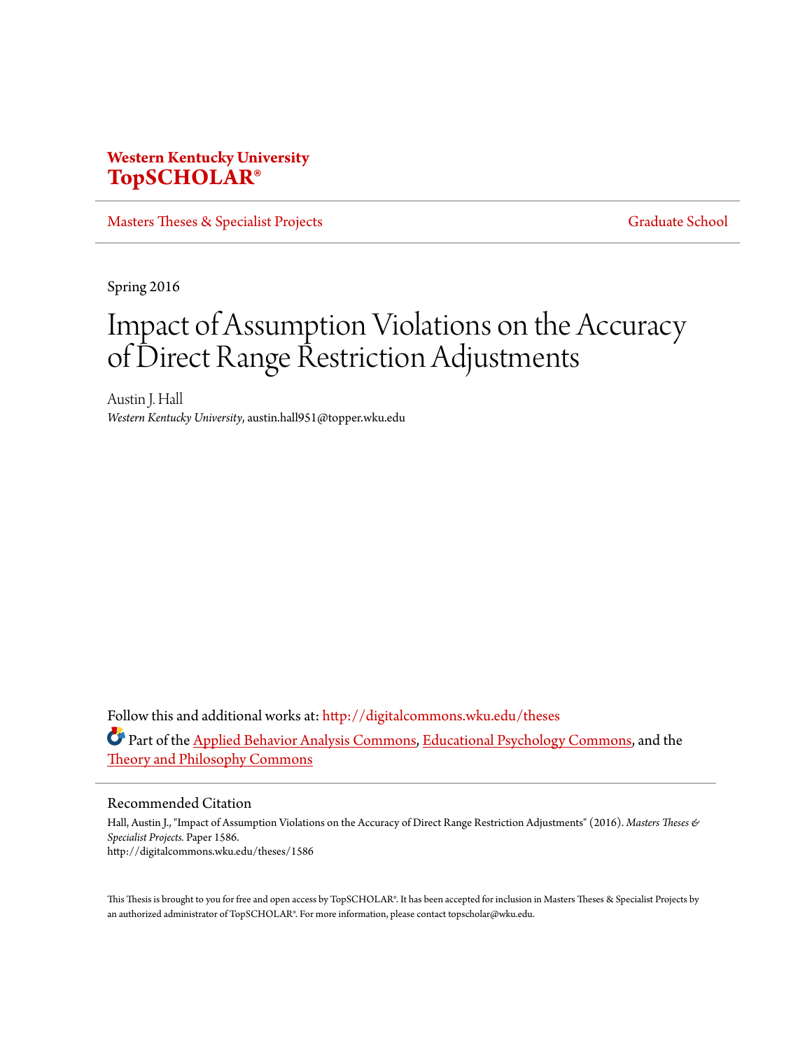**Western Kentucky University**
**TopSCHOLAR®**

Masters Theses & Specialist Projects | Graduate School

Spring 2016

# Impact of Assumption Violations on the Accuracy of Direct Range Restriction Adjustments

Austin J. Hall
*Western Kentucky University*, austin.hall951@topper.wku.edu

Follow this and additional works at: http://digitalcommons.wku.edu/theses

Part of the Applied Behavior Analysis Commons, Educational Psychology Commons, and the Theory and Philosophy Commons

## Recommended Citation

Hall, Austin J., "Impact of Assumption Violations on the Accuracy of Direct Range Restriction Adjustments" (2016). *Masters Theses & Specialist Projects.* Paper 1586.
http://digitalcommons.wku.edu/theses/1586

This Thesis is brought to you for free and open access by TopSCHOLAR®. It has been accepted for inclusion in Masters Theses & Specialist Projects by an authorized administrator of TopSCHOLAR®. For more information, please contact topscholar@wku.edu.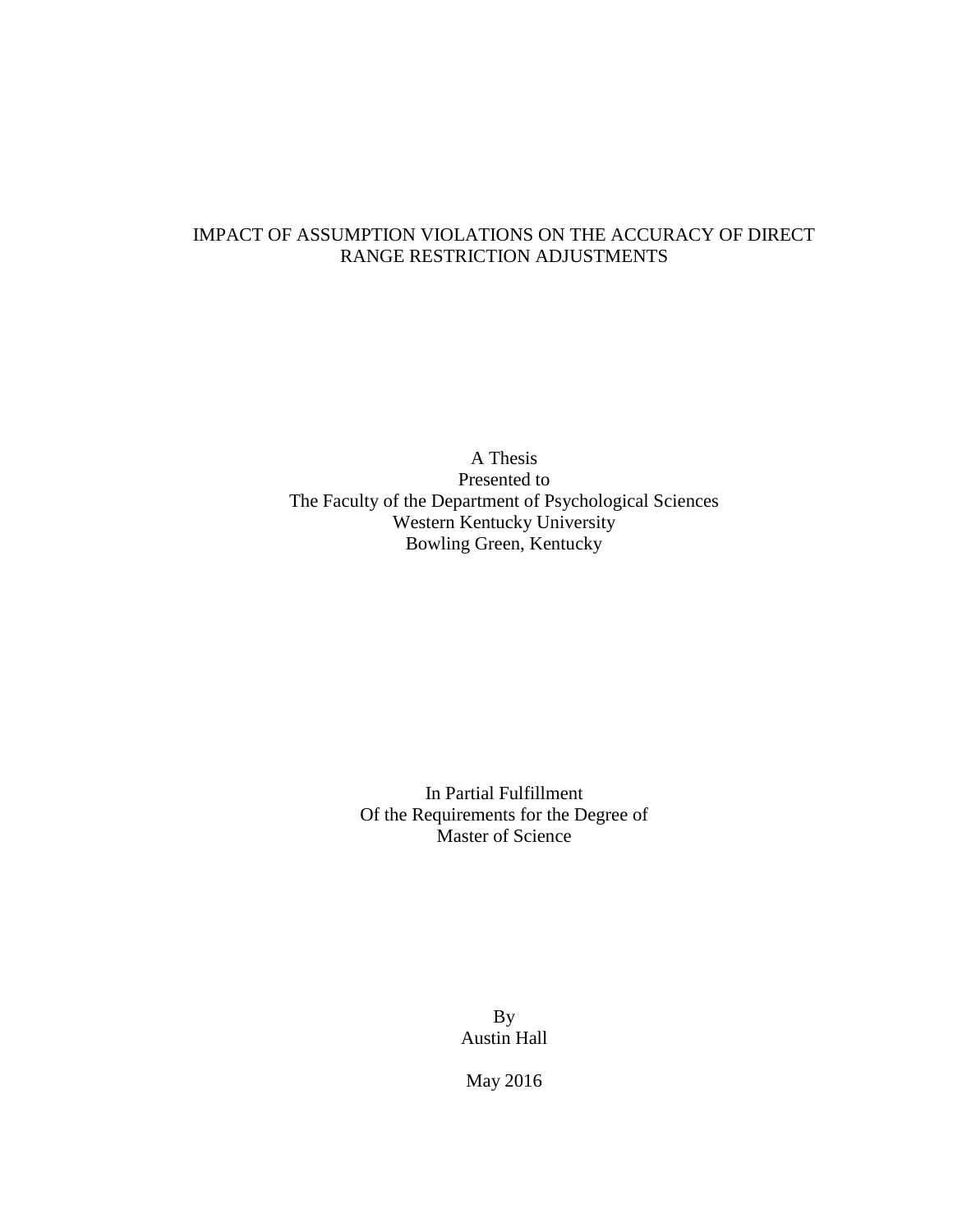# IMPACT OF ASSUMPTION VIOLATIONS ON THE ACCURACY OF DIRECT RANGE RESTRICTION ADJUSTMENTS

A Thesis
Presented to
The Faculty of the Department of Psychological Sciences
Western Kentucky University
Bowling Green, Kentucky

In Partial Fulfillment
Of the Requirements for the Degree of
Master of Science

By
Austin Hall

May 2016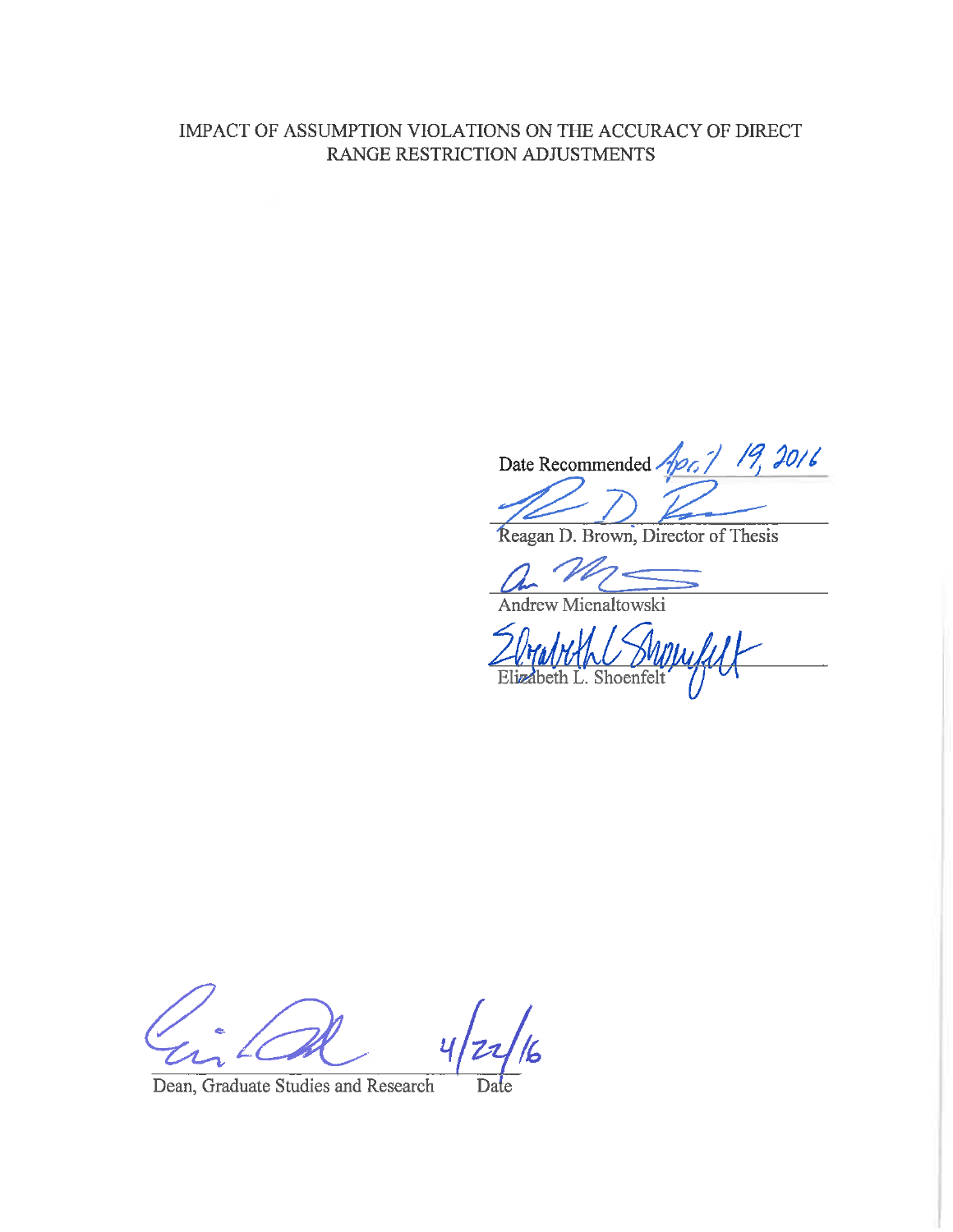IMPACT OF ASSUMPTION VIOLATIONS ON THE ACCURACY OF DIRECT RANGE RESTRICTION ADJUSTMENTS

Date Recommended April 19, 2016

Reagan D. Brown, Director of Thesis

Andrew Mienaltowski

Elizabeth L. Shoenfelt

Dean, Graduate Studies and Research     Date 4/22/16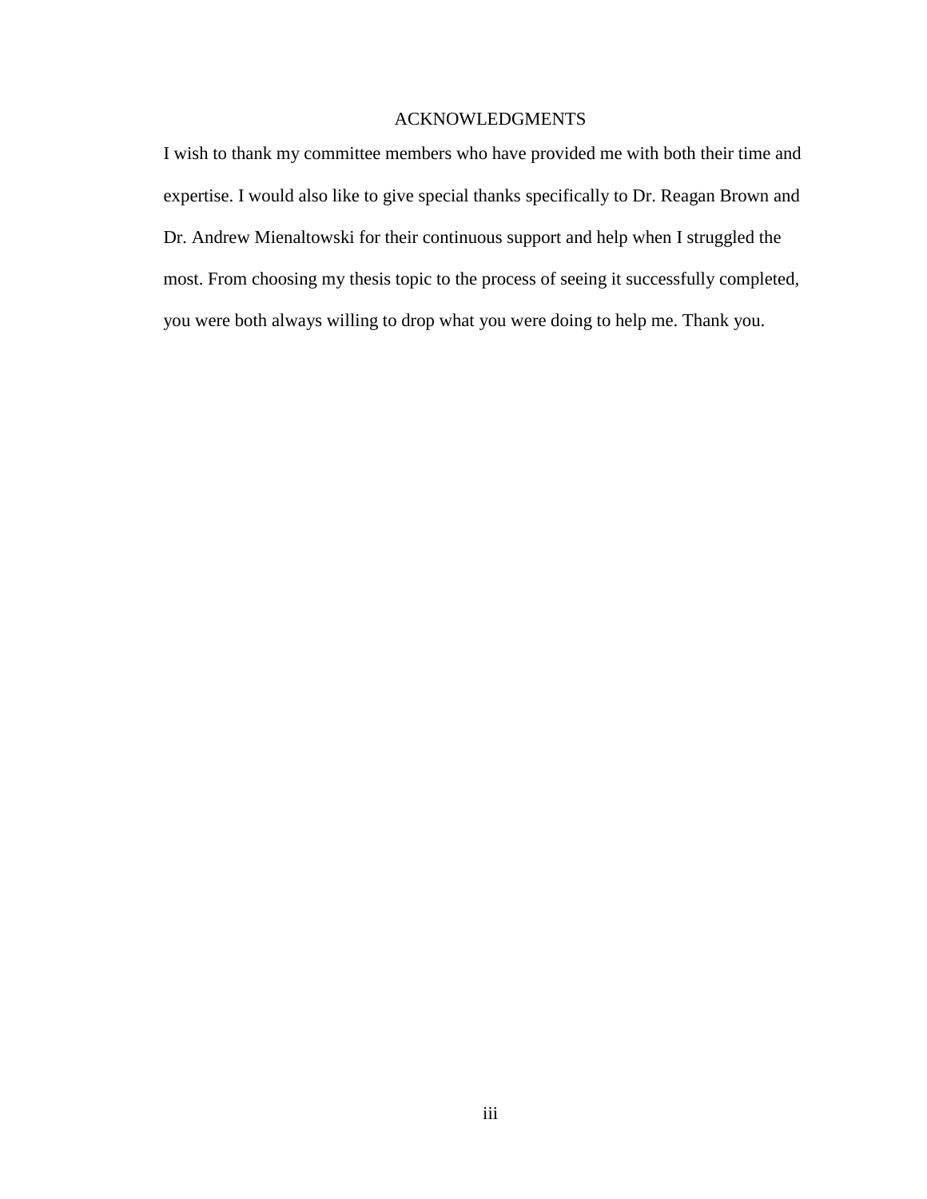# ACKNOWLEDGMENTS

I wish to thank my committee members who have provided me with both their time and expertise. I would also like to give special thanks specifically to Dr. Reagan Brown and Dr. Andrew Mienaltowski for their continuous support and help when I struggled the most. From choosing my thesis topic to the process of seeing it successfully completed, you were both always willing to drop what you were doing to help me. Thank you.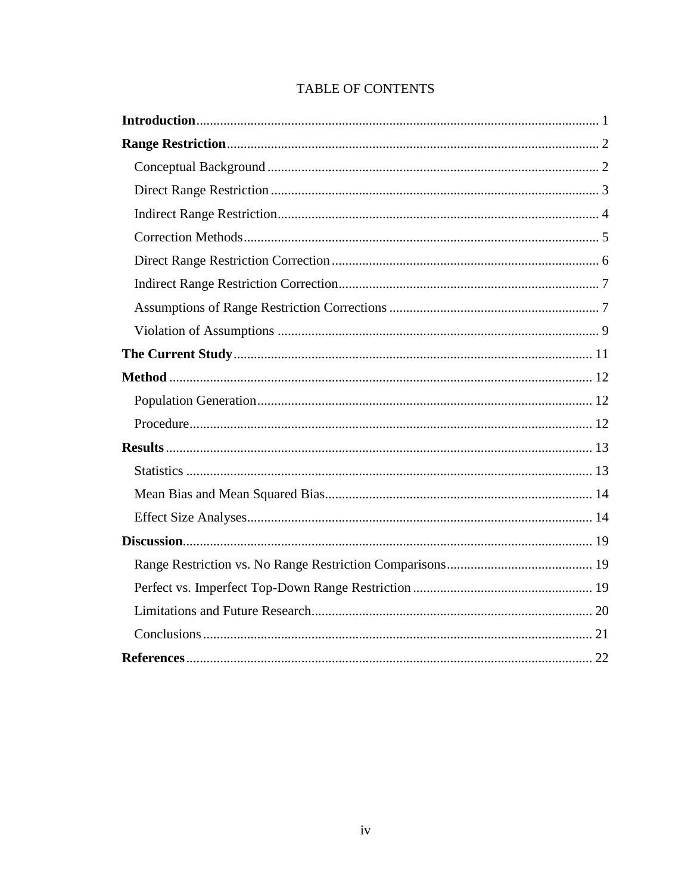# TABLE OF CONTENTS

**Introduction** ..... 1

**Range Restriction** ..... 2

- Conceptual Background ..... 2
- Direct Range Restriction ..... 3
- Indirect Range Restriction ..... 4
- Correction Methods ..... 5
- Direct Range Restriction Correction ..... 6
- Indirect Range Restriction Correction ..... 7
- Assumptions of Range Restriction Corrections ..... 7
- Violation of Assumptions ..... 9

**The Current Study** ..... 11

**Method** ..... 12

- Population Generation ..... 12
- Procedure ..... 12

**Results** ..... 13

- Statistics ..... 13
- Mean Bias and Mean Squared Bias ..... 14
- Effect Size Analyses ..... 14

**Discussion** ..... 19

- Range Restriction vs. No Range Restriction Comparisons ..... 19
- Perfect vs. Imperfect Top-Down Range Restriction ..... 19
- Limitations and Future Research ..... 20
- Conclusions ..... 21

**References** ..... 22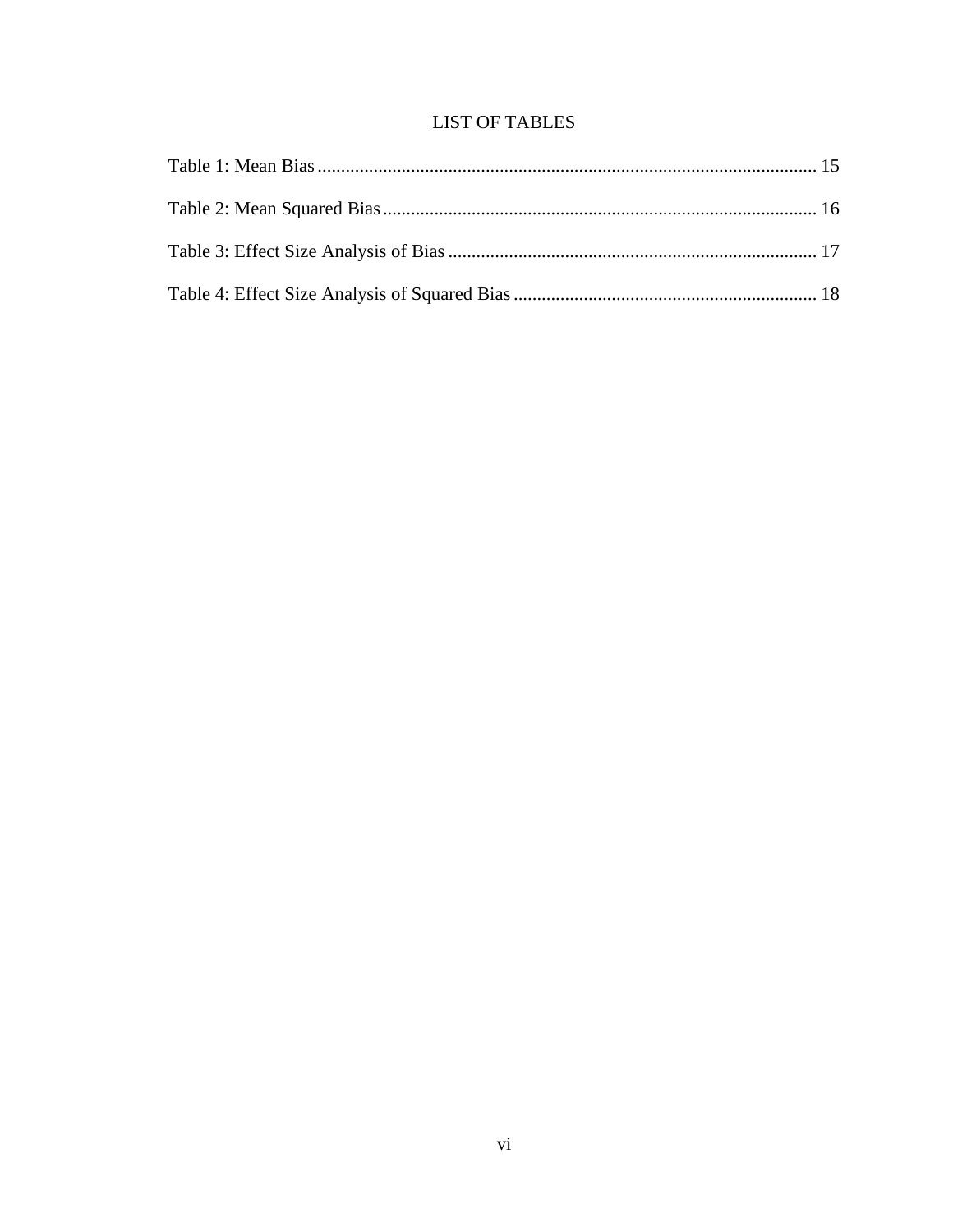# LIST OF TABLES

Table 1: Mean Bias ........................................................................................................ 15

Table 2: Mean Squared Bias ........................................................................................... 16

Table 3: Effect Size Analysis of Bias ............................................................................. 17

Table 4: Effect Size Analysis of Squared Bias ............................................................... 18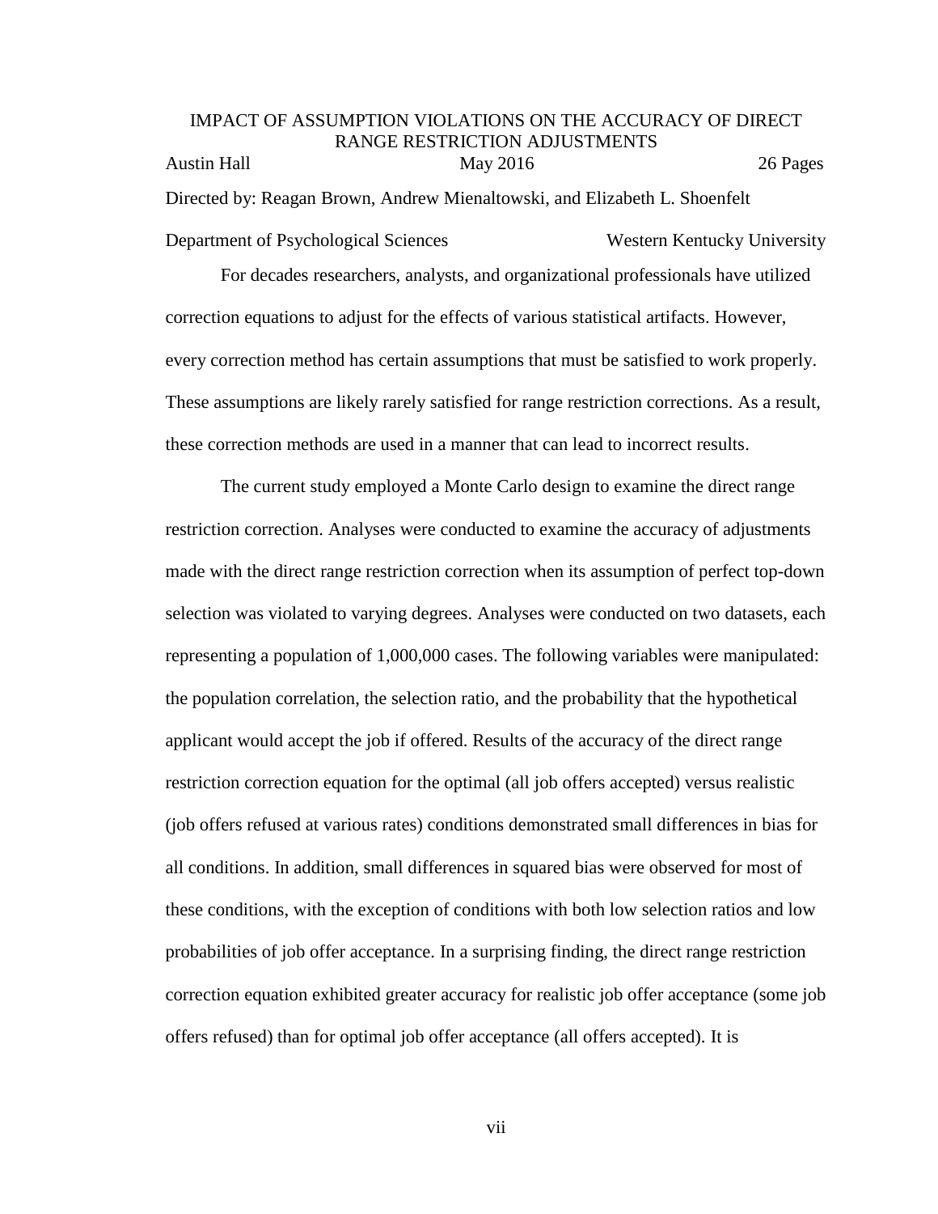# IMPACT OF ASSUMPTION VIOLATIONS ON THE ACCURACY OF DIRECT RANGE RESTRICTION ADJUSTMENTS

Austin Hall May 2016 26 Pages

Directed by: Reagan Brown, Andrew Mienaltowski, and Elizabeth L. Shoenfelt

Department of Psychological Sciences Western Kentucky University

For decades researchers, analysts, and organizational professionals have utilized correction equations to adjust for the effects of various statistical artifacts. However, every correction method has certain assumptions that must be satisfied to work properly. These assumptions are likely rarely satisfied for range restriction corrections. As a result, these correction methods are used in a manner that can lead to incorrect results.

The current study employed a Monte Carlo design to examine the direct range restriction correction. Analyses were conducted to examine the accuracy of adjustments made with the direct range restriction correction when its assumption of perfect top-down selection was violated to varying degrees. Analyses were conducted on two datasets, each representing a population of 1,000,000 cases. The following variables were manipulated: the population correlation, the selection ratio, and the probability that the hypothetical applicant would accept the job if offered. Results of the accuracy of the direct range restriction correction equation for the optimal (all job offers accepted) versus realistic (job offers refused at various rates) conditions demonstrated small differences in bias for all conditions. In addition, small differences in squared bias were observed for most of these conditions, with the exception of conditions with both low selection ratios and low probabilities of job offer acceptance. In a surprising finding, the direct range restriction correction equation exhibited greater accuracy for realistic job offer acceptance (some job offers refused) than for optimal job offer acceptance (all offers accepted). It is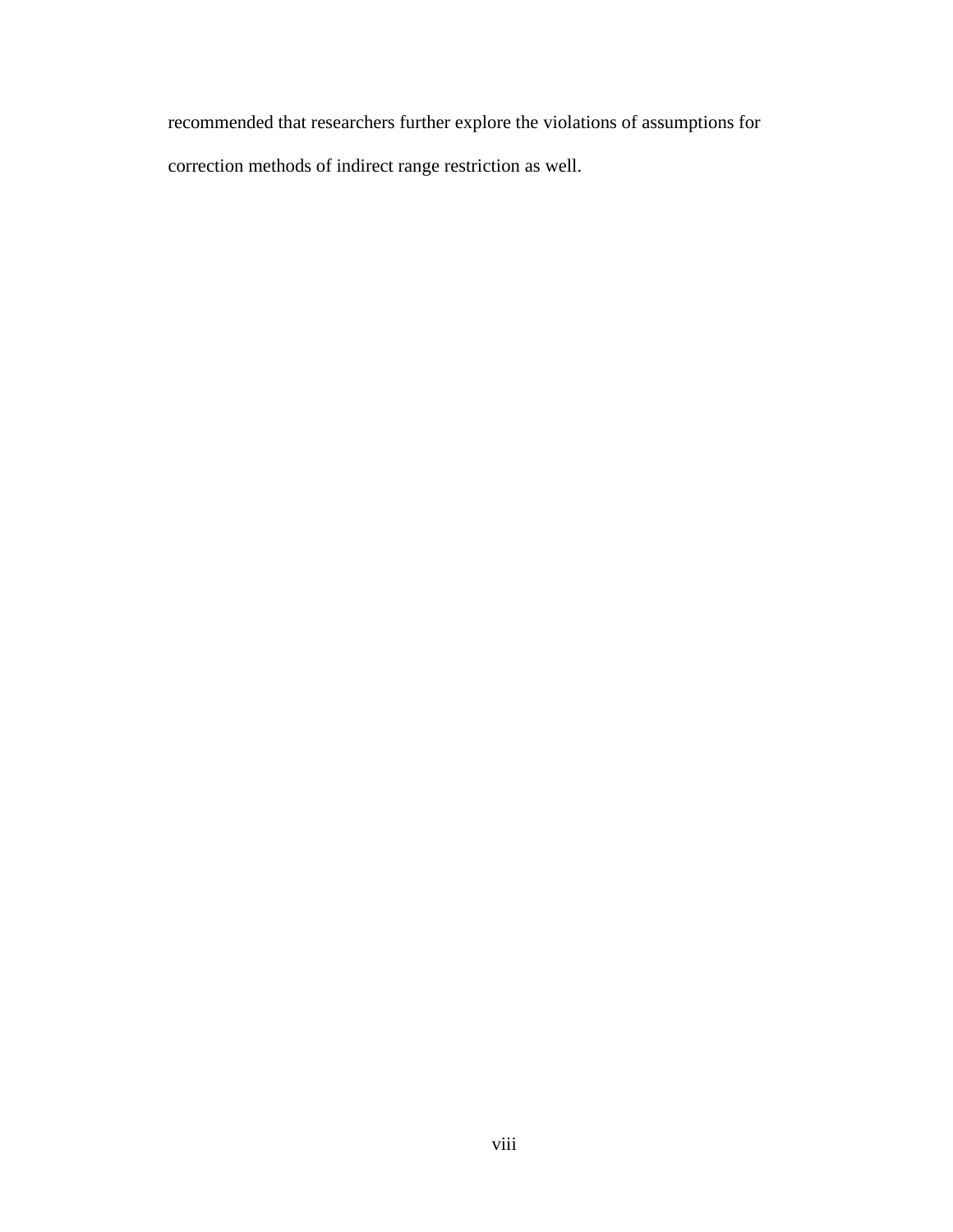recommended that researchers further explore the violations of assumptions for correction methods of indirect range restriction as well.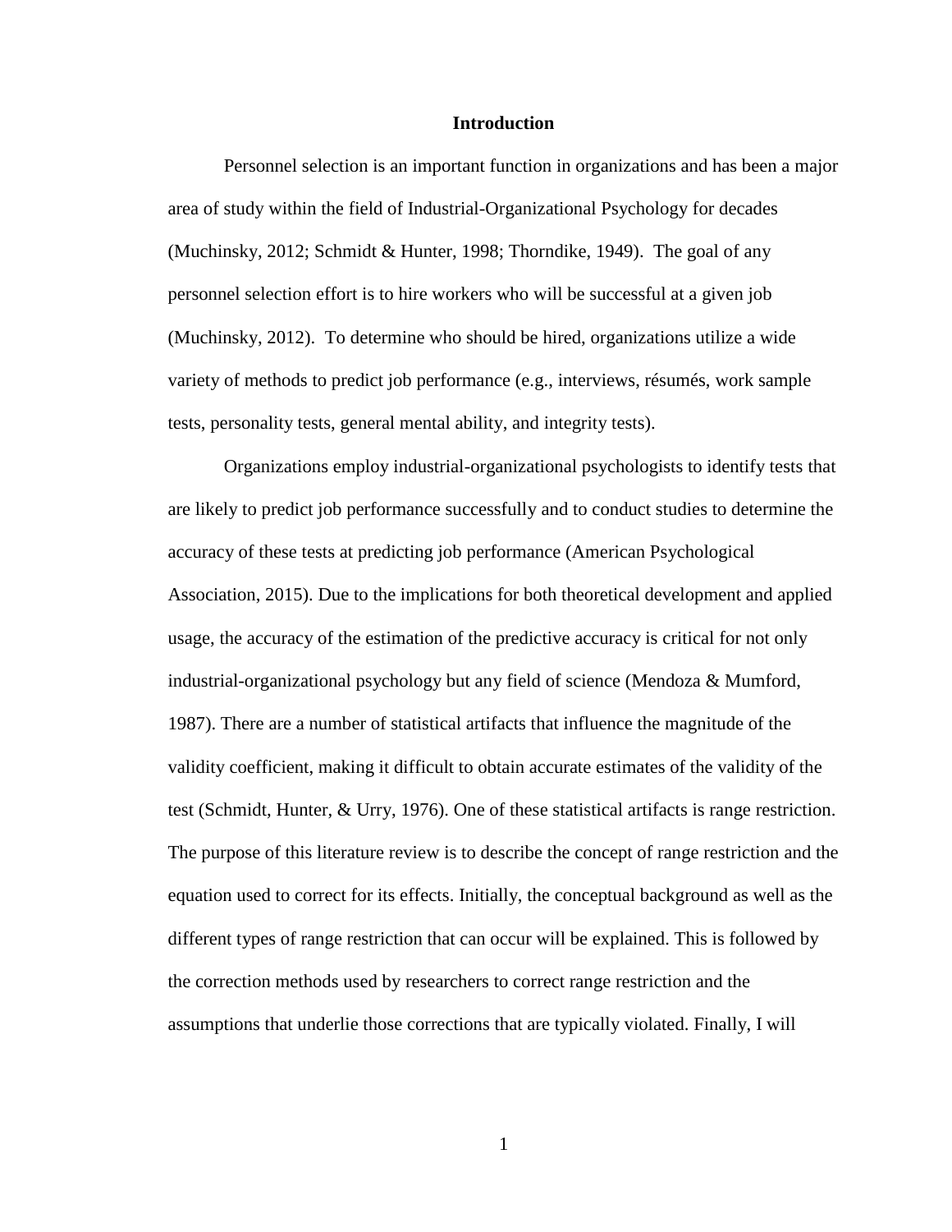# Introduction

Personnel selection is an important function in organizations and has been a major area of study within the field of Industrial-Organizational Psychology for decades (Muchinsky, 2012; Schmidt & Hunter, 1998; Thorndike, 1949). The goal of any personnel selection effort is to hire workers who will be successful at a given job (Muchinsky, 2012). To determine who should be hired, organizations utilize a wide variety of methods to predict job performance (e.g., interviews, résumés, work sample tests, personality tests, general mental ability, and integrity tests).

Organizations employ industrial-organizational psychologists to identify tests that are likely to predict job performance successfully and to conduct studies to determine the accuracy of these tests at predicting job performance (American Psychological Association, 2015). Due to the implications for both theoretical development and applied usage, the accuracy of the estimation of the predictive accuracy is critical for not only industrial-organizational psychology but any field of science (Mendoza & Mumford, 1987). There are a number of statistical artifacts that influence the magnitude of the validity coefficient, making it difficult to obtain accurate estimates of the validity of the test (Schmidt, Hunter, & Urry, 1976). One of these statistical artifacts is range restriction. The purpose of this literature review is to describe the concept of range restriction and the equation used to correct for its effects. Initially, the conceptual background as well as the different types of range restriction that can occur will be explained. This is followed by the correction methods used by researchers to correct range restriction and the assumptions that underlie those corrections that are typically violated. Finally, I will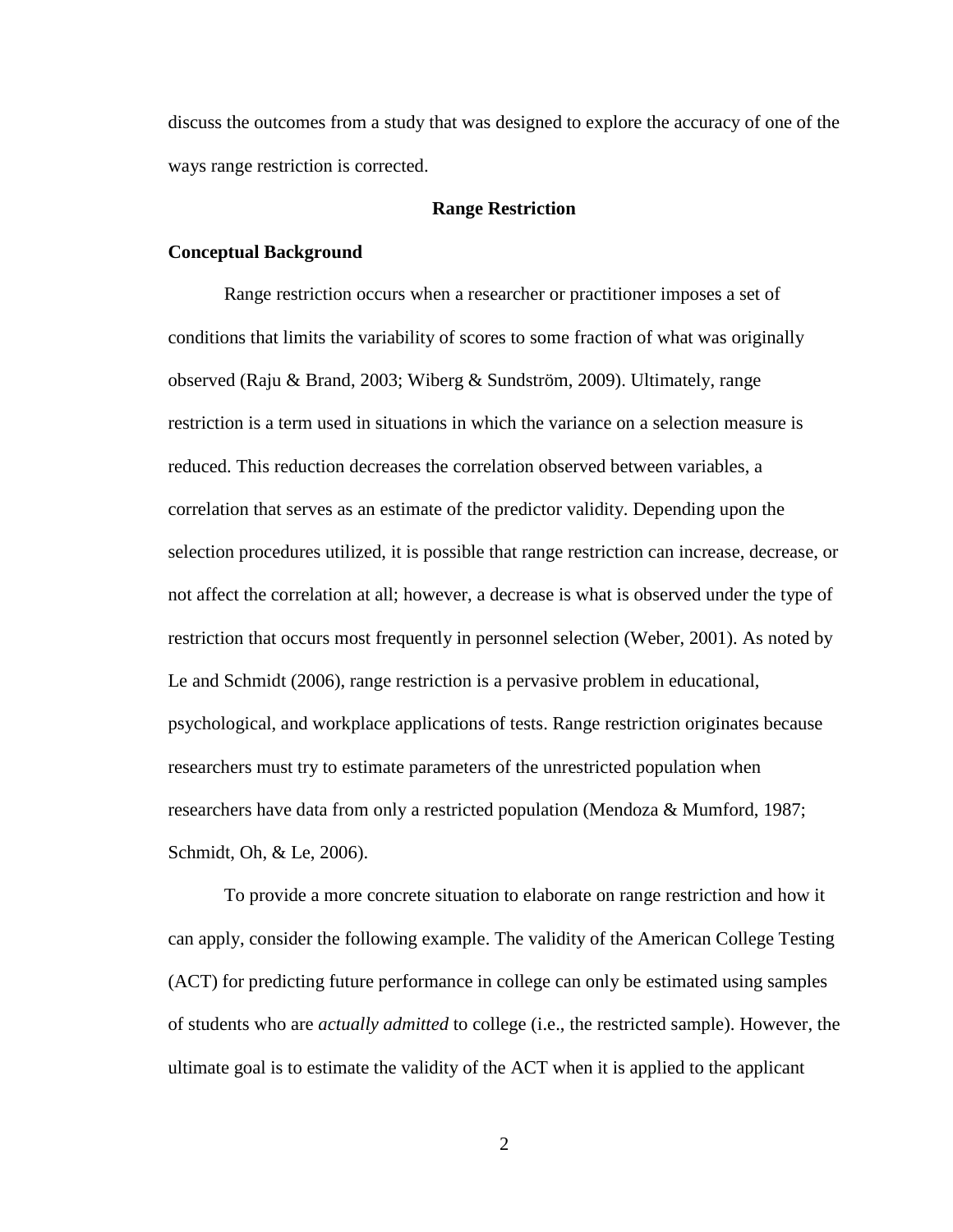discuss the outcomes from a study that was designed to explore the accuracy of one of the ways range restriction is corrected.

## Range Restriction

### Conceptual Background

Range restriction occurs when a researcher or practitioner imposes a set of conditions that limits the variability of scores to some fraction of what was originally observed (Raju & Brand, 2003; Wiberg & Sundström, 2009). Ultimately, range restriction is a term used in situations in which the variance on a selection measure is reduced. This reduction decreases the correlation observed between variables, a correlation that serves as an estimate of the predictor validity. Depending upon the selection procedures utilized, it is possible that range restriction can increase, decrease, or not affect the correlation at all; however, a decrease is what is observed under the type of restriction that occurs most frequently in personnel selection (Weber, 2001). As noted by Le and Schmidt (2006), range restriction is a pervasive problem in educational, psychological, and workplace applications of tests. Range restriction originates because researchers must try to estimate parameters of the unrestricted population when researchers have data from only a restricted population (Mendoza & Mumford, 1987; Schmidt, Oh, & Le, 2006).

To provide a more concrete situation to elaborate on range restriction and how it can apply, consider the following example. The validity of the American College Testing (ACT) for predicting future performance in college can only be estimated using samples of students who are *actually admitted* to college (i.e., the restricted sample). However, the ultimate goal is to estimate the validity of the ACT when it is applied to the applicant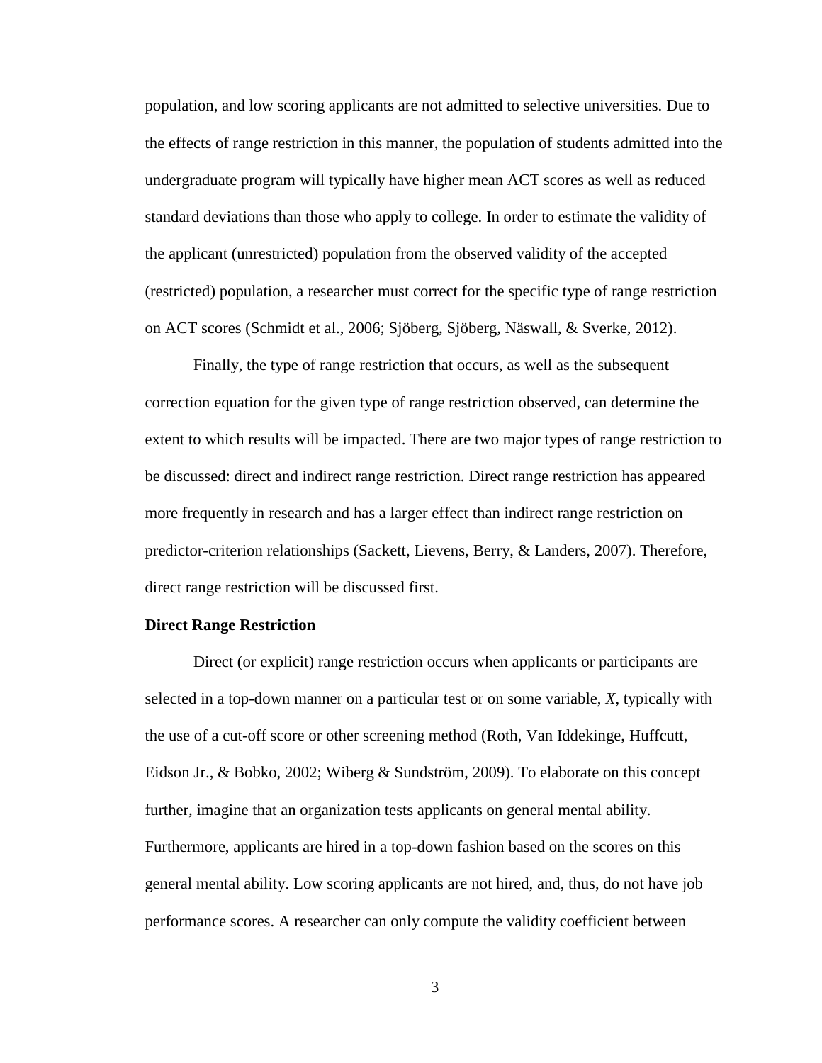population, and low scoring applicants are not admitted to selective universities. Due to the effects of range restriction in this manner, the population of students admitted into the undergraduate program will typically have higher mean ACT scores as well as reduced standard deviations than those who apply to college. In order to estimate the validity of the applicant (unrestricted) population from the observed validity of the accepted (restricted) population, a researcher must correct for the specific type of range restriction on ACT scores (Schmidt et al., 2006; Sjöberg, Sjöberg, Näswall, & Sverke, 2012).

Finally, the type of range restriction that occurs, as well as the subsequent correction equation for the given type of range restriction observed, can determine the extent to which results will be impacted. There are two major types of range restriction to be discussed: direct and indirect range restriction. Direct range restriction has appeared more frequently in research and has a larger effect than indirect range restriction on predictor-criterion relationships (Sackett, Lievens, Berry, & Landers, 2007). Therefore, direct range restriction will be discussed first.

**Direct Range Restriction**

Direct (or explicit) range restriction occurs when applicants or participants are selected in a top-down manner on a particular test or on some variable, $X$, typically with the use of a cut-off score or other screening method (Roth, Van Iddekinge, Huffcutt, Eidson Jr., & Bobko, 2002; Wiberg & Sundström, 2009). To elaborate on this concept further, imagine that an organization tests applicants on general mental ability. Furthermore, applicants are hired in a top-down fashion based on the scores on this general mental ability. Low scoring applicants are not hired, and, thus, do not have job performance scores. A researcher can only compute the validity coefficient between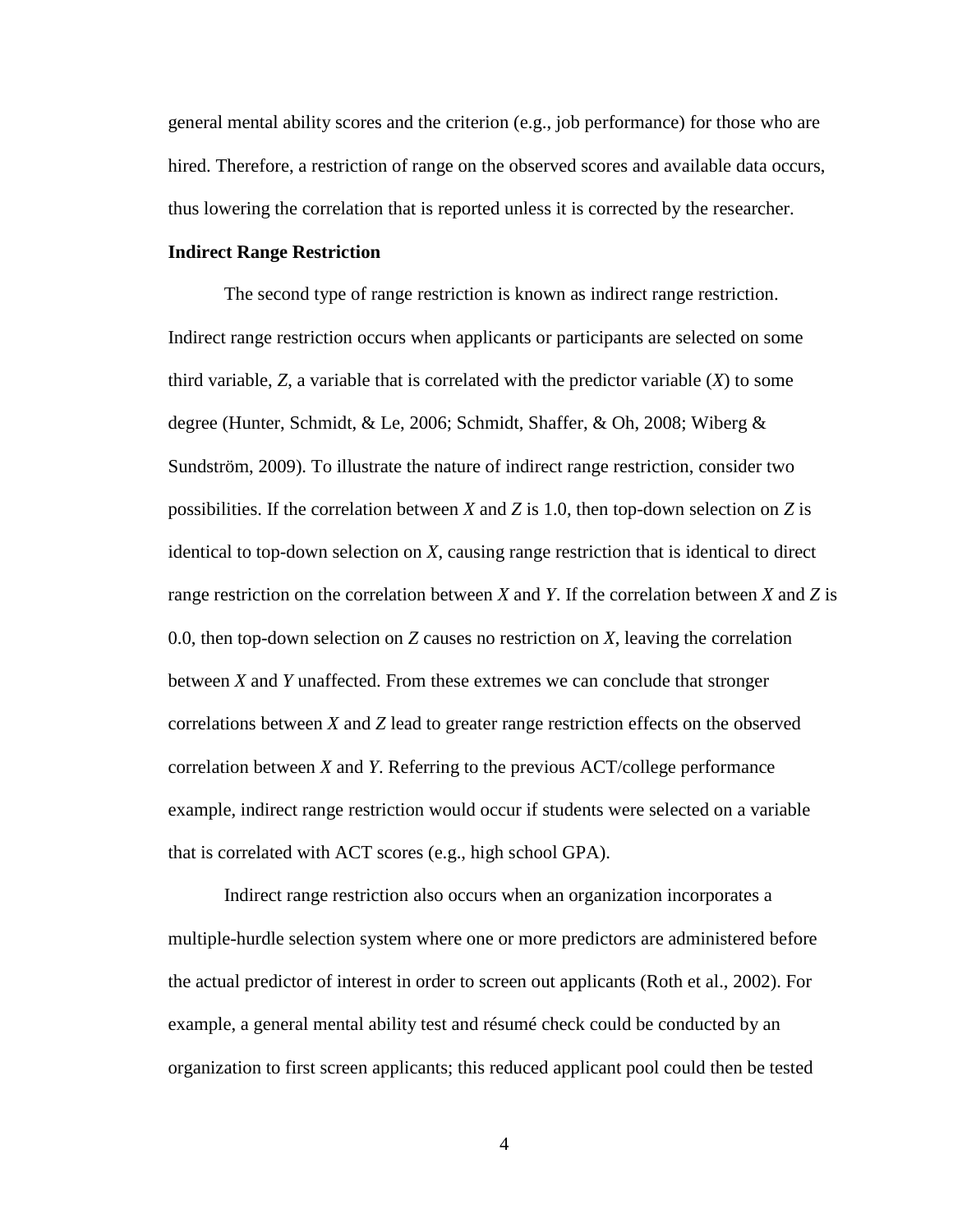general mental ability scores and the criterion (e.g., job performance) for those who are hired. Therefore, a restriction of range on the observed scores and available data occurs, thus lowering the correlation that is reported unless it is corrected by the researcher.

**Indirect Range Restriction**

The second type of range restriction is known as indirect range restriction. Indirect range restriction occurs when applicants or participants are selected on some third variable, $Z$, a variable that is correlated with the predictor variable ($X$) to some degree (Hunter, Schmidt, & Le, 2006; Schmidt, Shaffer, & Oh, 2008; Wiberg & Sundström, 2009). To illustrate the nature of indirect range restriction, consider two possibilities. If the correlation between $X$ and $Z$ is 1.0, then top-down selection on $Z$ is identical to top-down selection on $X$, causing range restriction that is identical to direct range restriction on the correlation between $X$ and $Y$. If the correlation between $X$ and $Z$ is 0.0, then top-down selection on $Z$ causes no restriction on $X$, leaving the correlation between $X$ and $Y$ unaffected. From these extremes we can conclude that stronger correlations between $X$ and $Z$ lead to greater range restriction effects on the observed correlation between $X$ and $Y$. Referring to the previous ACT/college performance example, indirect range restriction would occur if students were selected on a variable that is correlated with ACT scores (e.g., high school GPA).

Indirect range restriction also occurs when an organization incorporates a multiple-hurdle selection system where one or more predictors are administered before the actual predictor of interest in order to screen out applicants (Roth et al., 2002). For example, a general mental ability test and résumé check could be conducted by an organization to first screen applicants; this reduced applicant pool could then be tested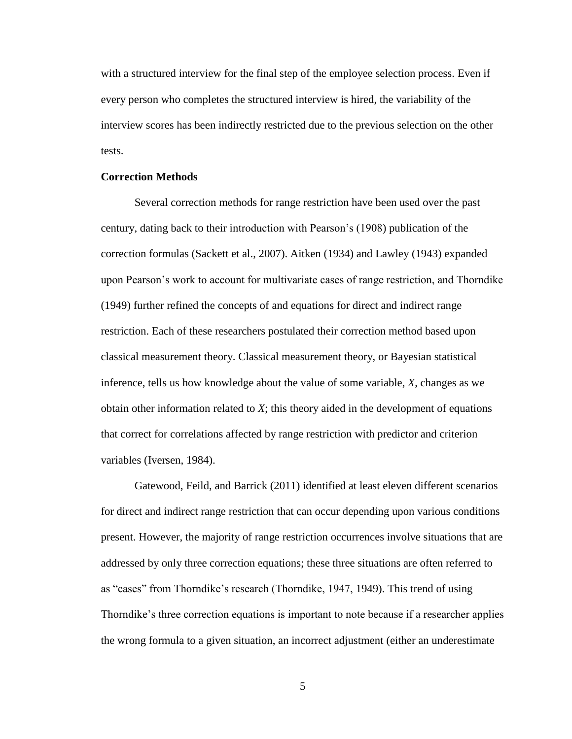with a structured interview for the final step of the employee selection process. Even if every person who completes the structured interview is hired, the variability of the interview scores has been indirectly restricted due to the previous selection on the other tests.

**Correction Methods**

Several correction methods for range restriction have been used over the past century, dating back to their introduction with Pearson's (1908) publication of the correction formulas (Sackett et al., 2007). Aitken (1934) and Lawley (1943) expanded upon Pearson's work to account for multivariate cases of range restriction, and Thorndike (1949) further refined the concepts of and equations for direct and indirect range restriction. Each of these researchers postulated their correction method based upon classical measurement theory. Classical measurement theory, or Bayesian statistical inference, tells us how knowledge about the value of some variable, $X$, changes as we obtain other information related to $X$; this theory aided in the development of equations that correct for correlations affected by range restriction with predictor and criterion variables (Iversen, 1984).

Gatewood, Feild, and Barrick (2011) identified at least eleven different scenarios for direct and indirect range restriction that can occur depending upon various conditions present. However, the majority of range restriction occurrences involve situations that are addressed by only three correction equations; these three situations are often referred to as "cases" from Thorndike's research (Thorndike, 1947, 1949). This trend of using Thorndike's three correction equations is important to note because if a researcher applies the wrong formula to a given situation, an incorrect adjustment (either an underestimate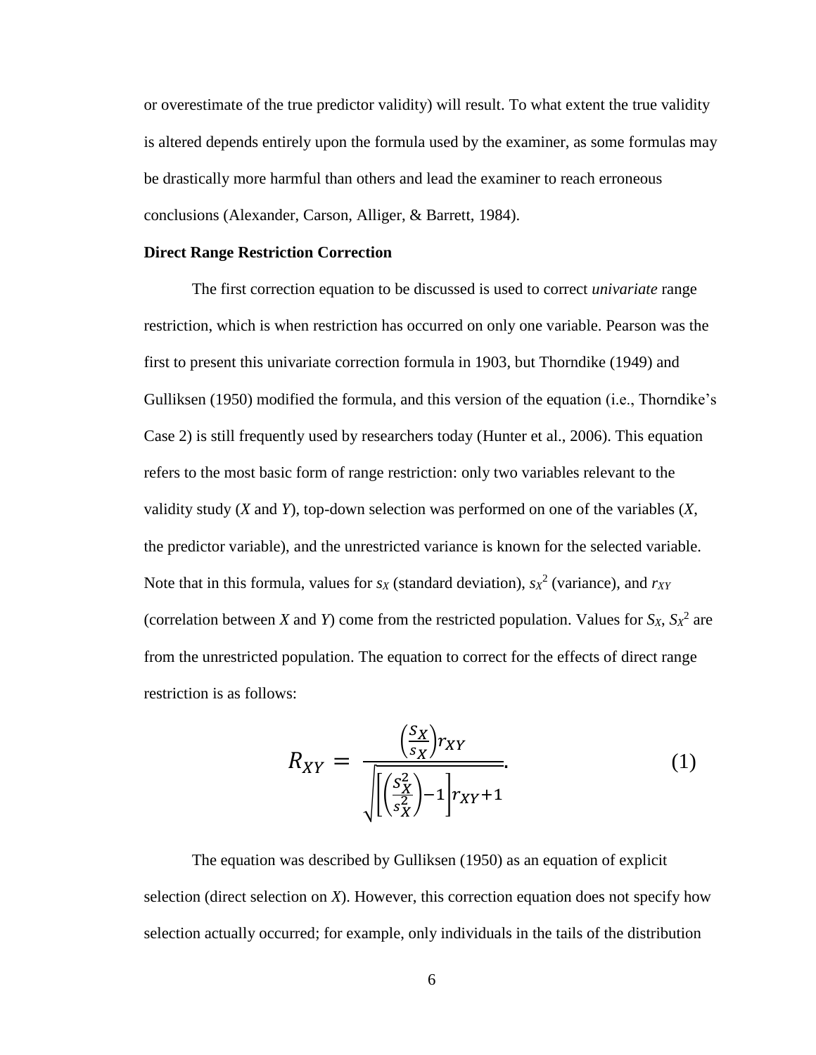or overestimate of the true predictor validity) will result. To what extent the true validity is altered depends entirely upon the formula used by the examiner, as some formulas may be drastically more harmful than others and lead the examiner to reach erroneous conclusions (Alexander, Carson, Alliger, & Barrett, 1984).

**Direct Range Restriction Correction**

The first correction equation to be discussed is used to correct *univariate* range restriction, which is when restriction has occurred on only one variable. Pearson was the first to present this univariate correction formula in 1903, but Thorndike (1949) and Gulliksen (1950) modified the formula, and this version of the equation (i.e., Thorndike's Case 2) is still frequently used by researchers today (Hunter et al., 2006). This equation refers to the most basic form of range restriction: only two variables relevant to the validity study (*X* and *Y*), top-down selection was performed on one of the variables (*X*, the predictor variable), and the unrestricted variance is known for the selected variable. Note that in this formula, values for $s_X$ (standard deviation), $s_X^2$ (variance), and $r_{XY}$ (correlation between *X* and *Y*) come from the restricted population. Values for $S_X$, $S_X^2$ are from the unrestricted population. The equation to correct for the effects of direct range restriction is as follows:

$$R_{XY} = \frac{\left(\frac{S_X}{s_X}\right) r_{XY}}{\sqrt{\left[\left(\frac{S_X^2}{s_X^2}\right) - 1\right] r_{XY} + 1}}. \quad (1)$$

The equation was described by Gulliksen (1950) as an equation of explicit selection (direct selection on *X*). However, this correction equation does not specify how selection actually occurred; for example, only individuals in the tails of the distribution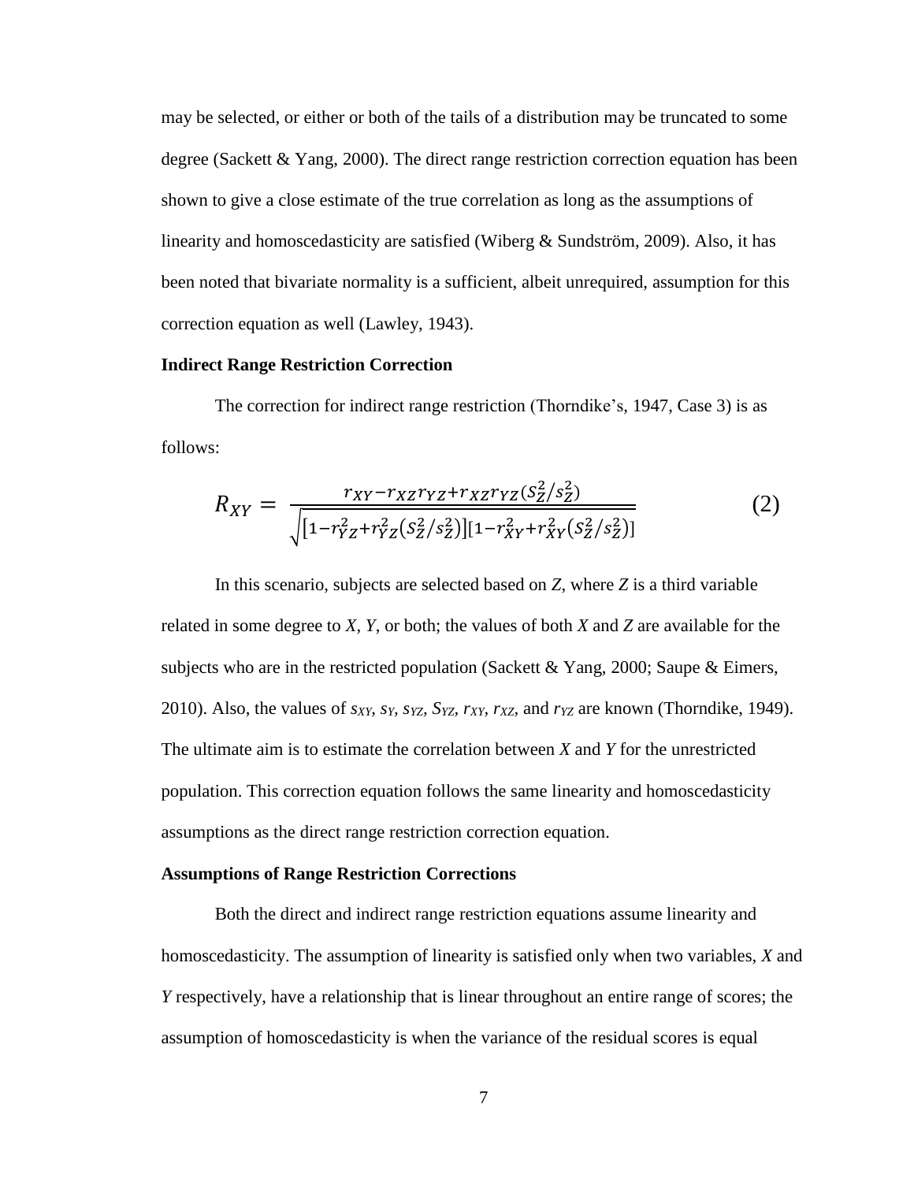may be selected, or either or both of the tails of a distribution may be truncated to some degree (Sackett & Yang, 2000). The direct range restriction correction equation has been shown to give a close estimate of the true correlation as long as the assumptions of linearity and homoscedasticity are satisfied (Wiberg & Sundström, 2009). Also, it has been noted that bivariate normality is a sufficient, albeit unrequired, assumption for this correction equation as well (Lawley, 1943).

### Indirect Range Restriction Correction

The correction for indirect range restriction (Thorndike's, 1947, Case 3) is as follows:

$$R_{XY} = \frac{r_{XY} - r_{XZ}r_{YZ} + r_{XZ}r_{YZ}(S_Z^2/s_Z^2)}{\sqrt{[1 - r_{YZ}^2 + r_{YZ}^2(S_Z^2/s_Z^2)][1 - r_{XY}^2 + r_{XY}^2(S_Z^2/s_Z^2)]}} \tag{2}$$

In this scenario, subjects are selected based on *Z*, where *Z* is a third variable related in some degree to *X*, *Y*, or both; the values of both *X* and *Z* are available for the subjects who are in the restricted population (Sackett & Yang, 2000; Saupe & Eimers, 2010). Also, the values of $s_{XY}$, $s_Y$, $s_{YZ}$, $S_{YZ}$, $r_{XY}$, $r_{XZ}$, and $r_{YZ}$ are known (Thorndike, 1949). The ultimate aim is to estimate the correlation between *X* and *Y* for the unrestricted population. This correction equation follows the same linearity and homoscedasticity assumptions as the direct range restriction correction equation.

### Assumptions of Range Restriction Corrections

Both the direct and indirect range restriction equations assume linearity and homoscedasticity. The assumption of linearity is satisfied only when two variables, *X* and *Y* respectively, have a relationship that is linear throughout an entire range of scores; the assumption of homoscedasticity is when the variance of the residual scores is equal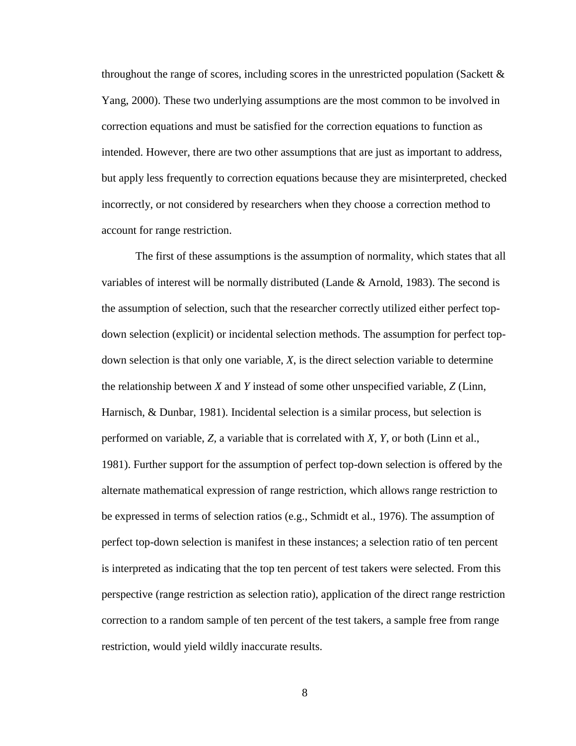throughout the range of scores, including scores in the unrestricted population (Sackett & Yang, 2000). These two underlying assumptions are the most common to be involved in correction equations and must be satisfied for the correction equations to function as intended. However, there are two other assumptions that are just as important to address, but apply less frequently to correction equations because they are misinterpreted, checked incorrectly, or not considered by researchers when they choose a correction method to account for range restriction.

The first of these assumptions is the assumption of normality, which states that all variables of interest will be normally distributed (Lande & Arnold, 1983). The second is the assumption of selection, such that the researcher correctly utilized either perfect top-down selection (explicit) or incidental selection methods. The assumption for perfect top-down selection is that only one variable, $X$, is the direct selection variable to determine the relationship between $X$ and $Y$ instead of some other unspecified variable, $Z$ (Linn, Harnisch, & Dunbar, 1981). Incidental selection is a similar process, but selection is performed on variable, $Z$, a variable that is correlated with $X$, $Y$, or both (Linn et al., 1981). Further support for the assumption of perfect top-down selection is offered by the alternate mathematical expression of range restriction, which allows range restriction to be expressed in terms of selection ratios (e.g., Schmidt et al., 1976). The assumption of perfect top-down selection is manifest in these instances; a selection ratio of ten percent is interpreted as indicating that the top ten percent of test takers were selected. From this perspective (range restriction as selection ratio), application of the direct range restriction correction to a random sample of ten percent of the test takers, a sample free from range restriction, would yield wildly inaccurate results.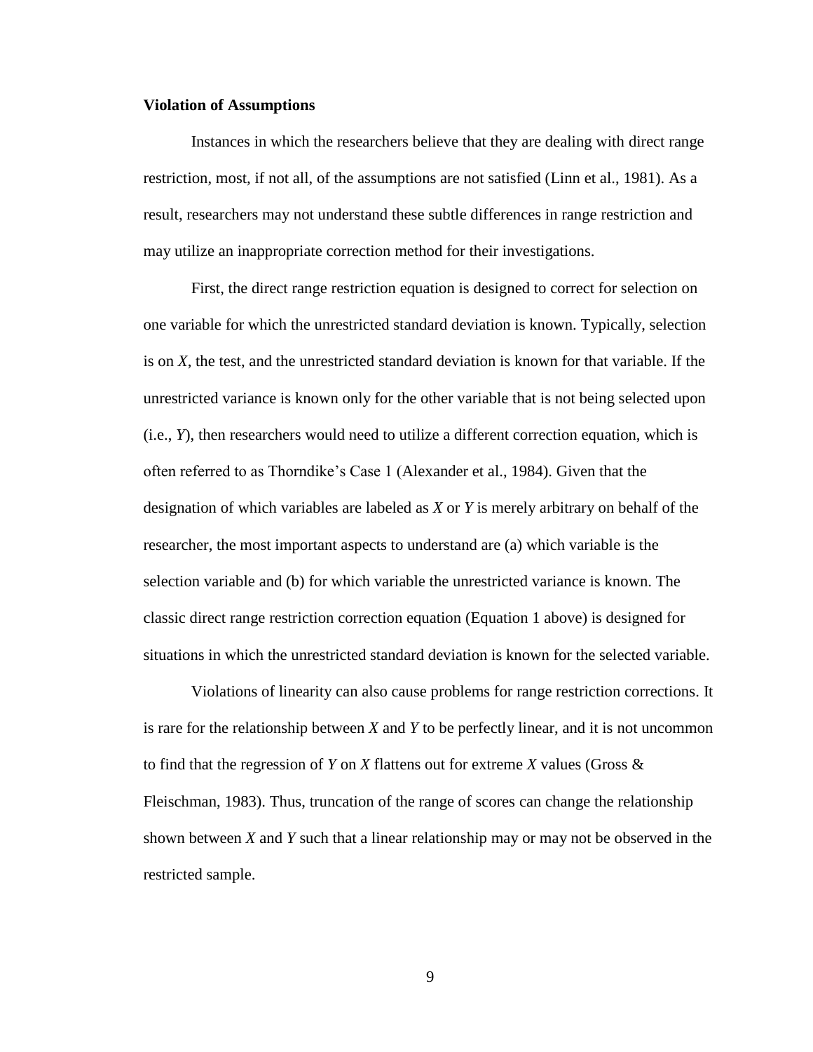**Violation of Assumptions**

Instances in which the researchers believe that they are dealing with direct range restriction, most, if not all, of the assumptions are not satisfied (Linn et al., 1981). As a result, researchers may not understand these subtle differences in range restriction and may utilize an inappropriate correction method for their investigations.

First, the direct range restriction equation is designed to correct for selection on one variable for which the unrestricted standard deviation is known. Typically, selection is on $X$, the test, and the unrestricted standard deviation is known for that variable. If the unrestricted variance is known only for the other variable that is not being selected upon (i.e., $Y$), then researchers would need to utilize a different correction equation, which is often referred to as Thorndike's Case 1 (Alexander et al., 1984). Given that the designation of which variables are labeled as $X$ or $Y$ is merely arbitrary on behalf of the researcher, the most important aspects to understand are (a) which variable is the selection variable and (b) for which variable the unrestricted variance is known. The classic direct range restriction correction equation (Equation 1 above) is designed for situations in which the unrestricted standard deviation is known for the selected variable.

Violations of linearity can also cause problems for range restriction corrections. It is rare for the relationship between $X$ and $Y$ to be perfectly linear, and it is not uncommon to find that the regression of $Y$ on $X$ flattens out for extreme $X$ values (Gross & Fleischman, 1983). Thus, truncation of the range of scores can change the relationship shown between $X$ and $Y$ such that a linear relationship may or may not be observed in the restricted sample.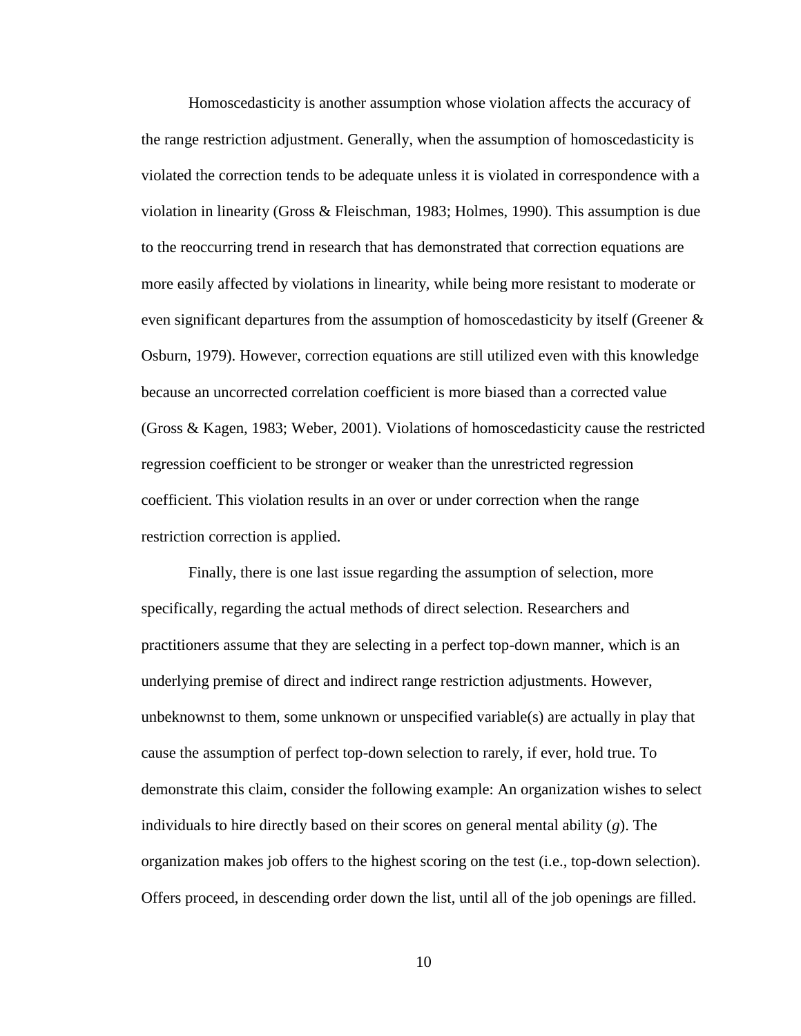Homoscedasticity is another assumption whose violation affects the accuracy of the range restriction adjustment. Generally, when the assumption of homoscedasticity is violated the correction tends to be adequate unless it is violated in correspondence with a violation in linearity (Gross & Fleischman, 1983; Holmes, 1990). This assumption is due to the reoccurring trend in research that has demonstrated that correction equations are more easily affected by violations in linearity, while being more resistant to moderate or even significant departures from the assumption of homoscedasticity by itself (Greener & Osburn, 1979). However, correction equations are still utilized even with this knowledge because an uncorrected correlation coefficient is more biased than a corrected value (Gross & Kagen, 1983; Weber, 2001). Violations of homoscedasticity cause the restricted regression coefficient to be stronger or weaker than the unrestricted regression coefficient. This violation results in an over or under correction when the range restriction correction is applied.

Finally, there is one last issue regarding the assumption of selection, more specifically, regarding the actual methods of direct selection. Researchers and practitioners assume that they are selecting in a perfect top-down manner, which is an underlying premise of direct and indirect range restriction adjustments. However, unbeknownst to them, some unknown or unspecified variable(s) are actually in play that cause the assumption of perfect top-down selection to rarely, if ever, hold true. To demonstrate this claim, consider the following example: An organization wishes to select individuals to hire directly based on their scores on general mental ability (*g*). The organization makes job offers to the highest scoring on the test (i.e., top-down selection). Offers proceed, in descending order down the list, until all of the job openings are filled.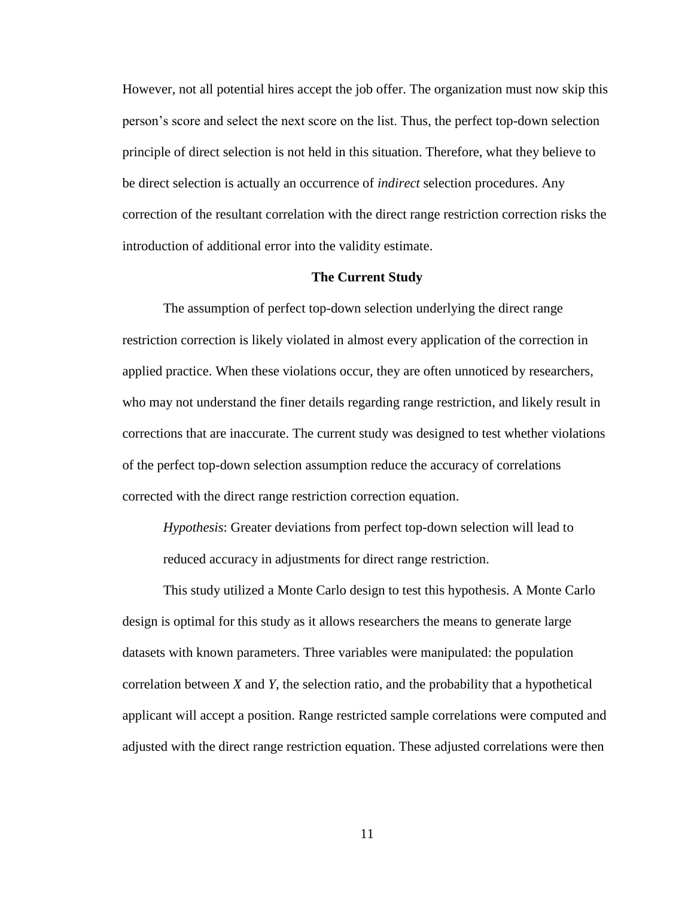However, not all potential hires accept the job offer. The organization must now skip this person's score and select the next score on the list. Thus, the perfect top-down selection principle of direct selection is not held in this situation. Therefore, what they believe to be direct selection is actually an occurrence of *indirect* selection procedures. Any correction of the resultant correlation with the direct range restriction correction risks the introduction of additional error into the validity estimate.

## The Current Study

The assumption of perfect top-down selection underlying the direct range restriction correction is likely violated in almost every application of the correction in applied practice. When these violations occur, they are often unnoticed by researchers, who may not understand the finer details regarding range restriction, and likely result in corrections that are inaccurate. The current study was designed to test whether violations of the perfect top-down selection assumption reduce the accuracy of correlations corrected with the direct range restriction correction equation.

> *Hypothesis*: Greater deviations from perfect top-down selection will lead to reduced accuracy in adjustments for direct range restriction.

This study utilized a Monte Carlo design to test this hypothesis. A Monte Carlo design is optimal for this study as it allows researchers the means to generate large datasets with known parameters. Three variables were manipulated: the population correlation between $X$ and $Y$, the selection ratio, and the probability that a hypothetical applicant will accept a position. Range restricted sample correlations were computed and adjusted with the direct range restriction equation. These adjusted correlations were then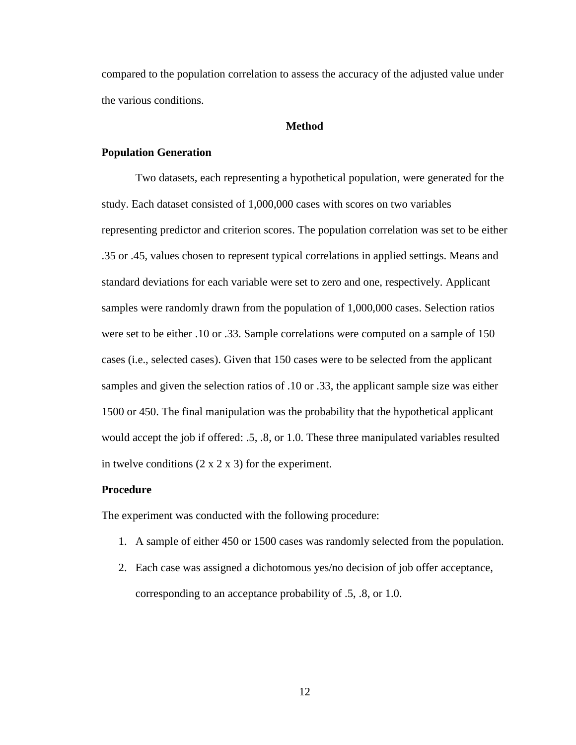compared to the population correlation to assess the accuracy of the adjusted value under the various conditions.

## Method

### Population Generation

Two datasets, each representing a hypothetical population, were generated for the study. Each dataset consisted of 1,000,000 cases with scores on two variables representing predictor and criterion scores. The population correlation was set to be either .35 or .45, values chosen to represent typical correlations in applied settings. Means and standard deviations for each variable were set to zero and one, respectively. Applicant samples were randomly drawn from the population of 1,000,000 cases. Selection ratios were set to be either .10 or .33. Sample correlations were computed on a sample of 150 cases (i.e., selected cases). Given that 150 cases were to be selected from the applicant samples and given the selection ratios of .10 or .33, the applicant sample size was either 1500 or 450. The final manipulation was the probability that the hypothetical applicant would accept the job if offered: .5, .8, or 1.0. These three manipulated variables resulted in twelve conditions (2 x 2 x 3) for the experiment.

### Procedure

The experiment was conducted with the following procedure:

1. A sample of either 450 or 1500 cases was randomly selected from the population.
2. Each case was assigned a dichotomous yes/no decision of job offer acceptance, corresponding to an acceptance probability of .5, .8, or 1.0.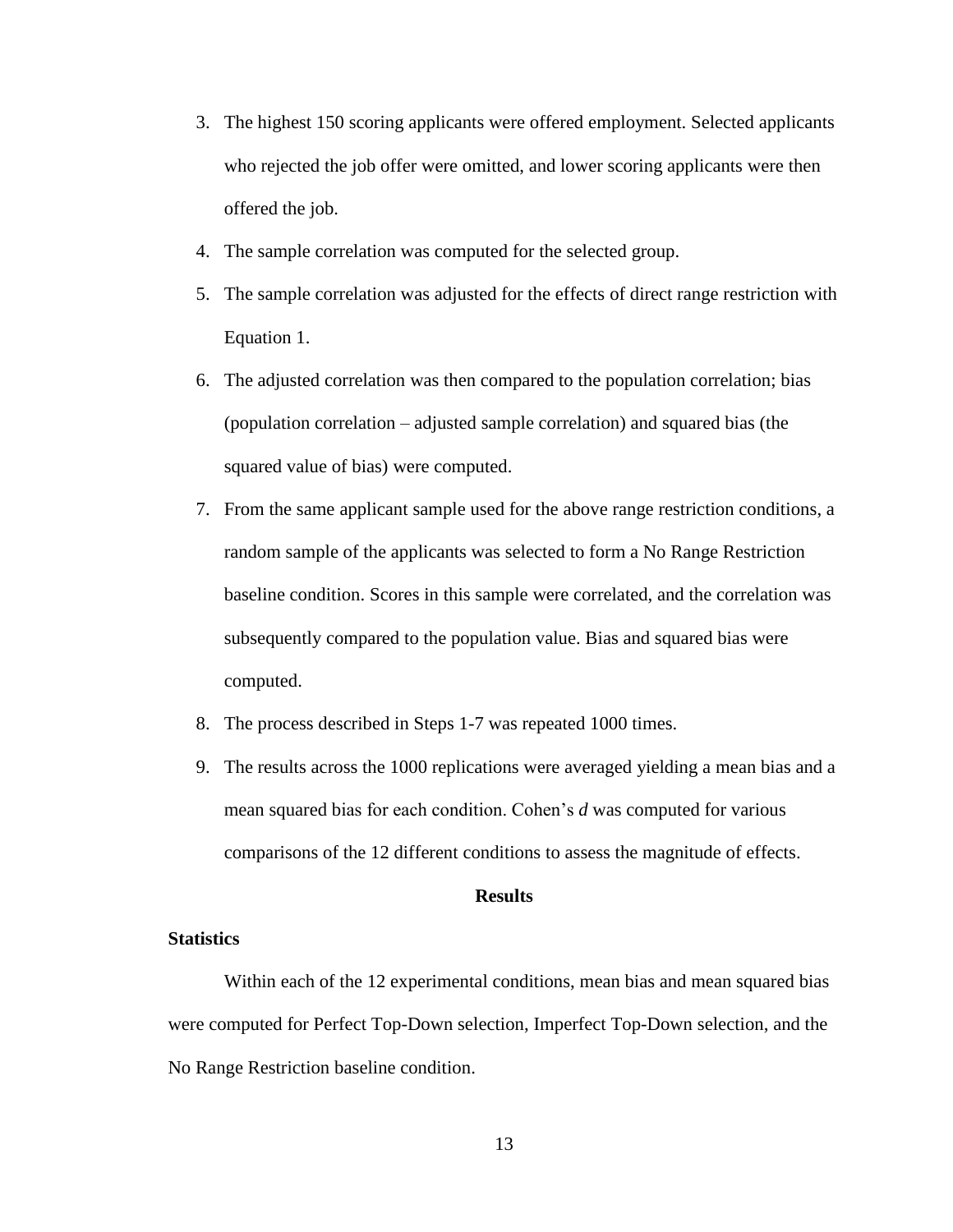3. The highest 150 scoring applicants were offered employment. Selected applicants who rejected the job offer were omitted, and lower scoring applicants were then offered the job.
4. The sample correlation was computed for the selected group.
5. The sample correlation was adjusted for the effects of direct range restriction with Equation 1.
6. The adjusted correlation was then compared to the population correlation; bias (population correlation – adjusted sample correlation) and squared bias (the squared value of bias) were computed.
7. From the same applicant sample used for the above range restriction conditions, a random sample of the applicants was selected to form a No Range Restriction baseline condition. Scores in this sample were correlated, and the correlation was subsequently compared to the population value. Bias and squared bias were computed.
8. The process described in Steps 1-7 was repeated 1000 times.
9. The results across the 1000 replications were averaged yielding a mean bias and a mean squared bias for each condition. Cohen's *d* was computed for various comparisons of the 12 different conditions to assess the magnitude of effects.

## Results

### Statistics

Within each of the 12 experimental conditions, mean bias and mean squared bias were computed for Perfect Top-Down selection, Imperfect Top-Down selection, and the No Range Restriction baseline condition.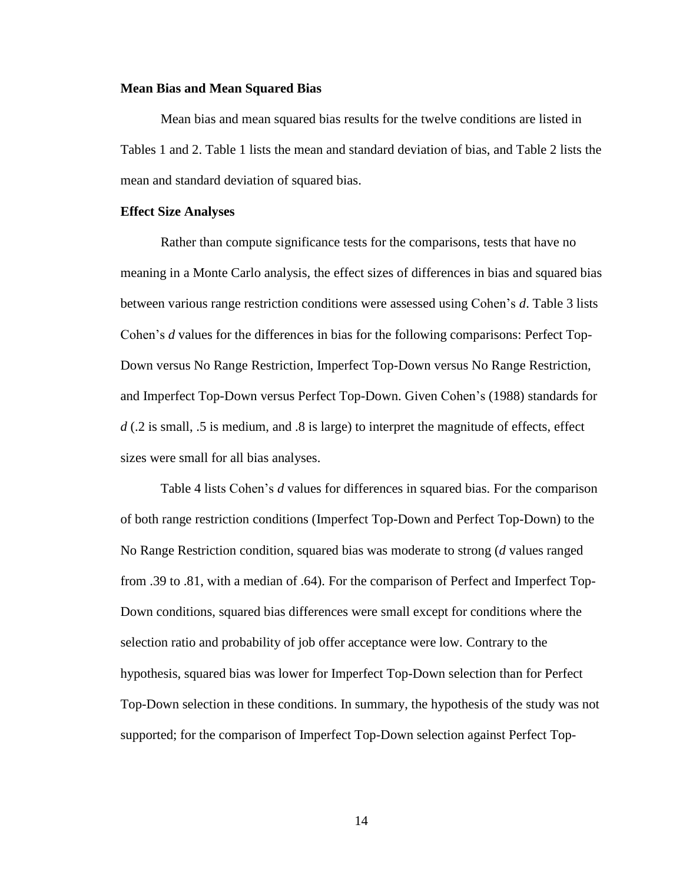### Mean Bias and Mean Squared Bias

Mean bias and mean squared bias results for the twelve conditions are listed in Tables 1 and 2. Table 1 lists the mean and standard deviation of bias, and Table 2 lists the mean and standard deviation of squared bias.

### Effect Size Analyses

Rather than compute significance tests for the comparisons, tests that have no meaning in a Monte Carlo analysis, the effect sizes of differences in bias and squared bias between various range restriction conditions were assessed using Cohen's $d$. Table 3 lists Cohen's $d$ values for the differences in bias for the following comparisons: Perfect Top-Down versus No Range Restriction, Imperfect Top-Down versus No Range Restriction, and Imperfect Top-Down versus Perfect Top-Down. Given Cohen's (1988) standards for $d$ (.2 is small, .5 is medium, and .8 is large) to interpret the magnitude of effects, effect sizes were small for all bias analyses.

Table 4 lists Cohen's $d$ values for differences in squared bias. For the comparison of both range restriction conditions (Imperfect Top-Down and Perfect Top-Down) to the No Range Restriction condition, squared bias was moderate to strong ($d$ values ranged from .39 to .81, with a median of .64). For the comparison of Perfect and Imperfect Top-Down conditions, squared bias differences were small except for conditions where the selection ratio and probability of job offer acceptance were low. Contrary to the hypothesis, squared bias was lower for Imperfect Top-Down selection than for Perfect Top-Down selection in these conditions. In summary, the hypothesis of the study was not supported; for the comparison of Imperfect Top-Down selection against Perfect Top-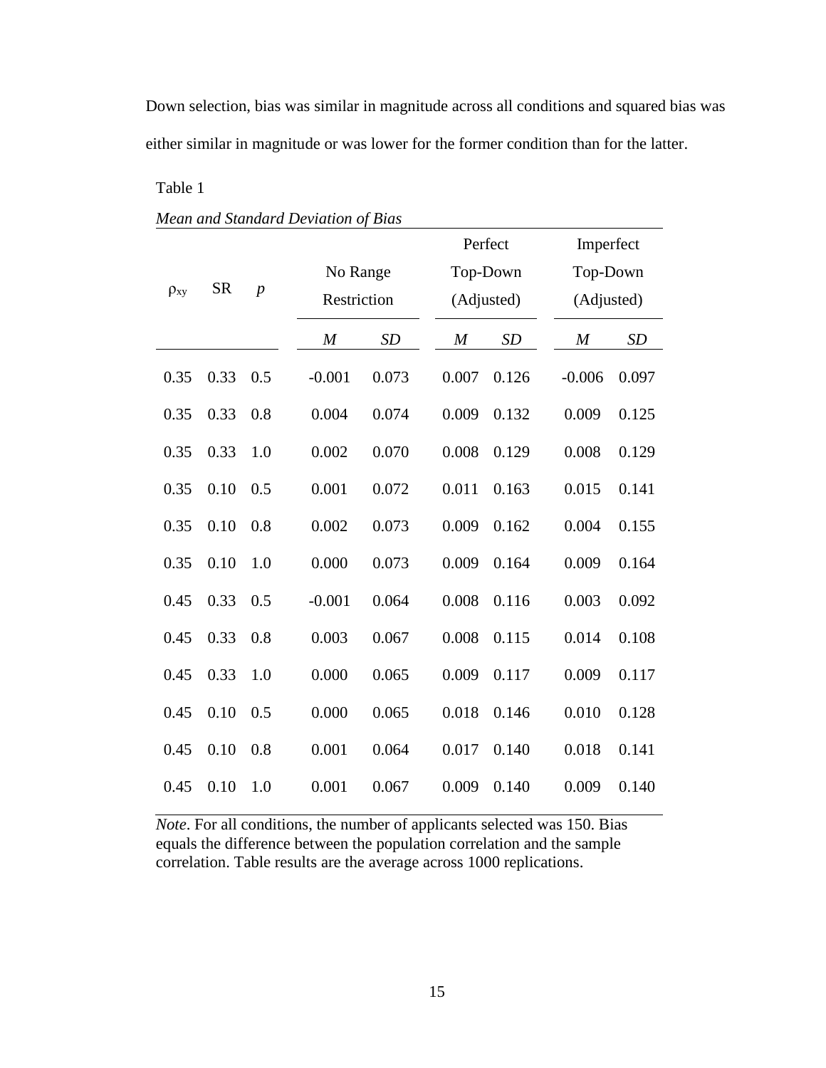Down selection, bias was similar in magnitude across all conditions and squared bias was either similar in magnitude or was lower for the former condition than for the latter.

Table 1

*Mean and Standard Deviation of Bias*

| $\rho_{xy}$ | SR | *p* | No Range Restriction | | Perfect Top-Down (Adjusted) | | Imperfect Top-Down (Adjusted) | |
|---|---|---|---|---|---|---|---|---|
| | | | *M* | *SD* | *M* | *SD* | *M* | *SD* |
| 0.35 | 0.33 | 0.5 | -0.001 | 0.073 | 0.007 | 0.126 | -0.006 | 0.097 |
| 0.35 | 0.33 | 0.8 | 0.004 | 0.074 | 0.009 | 0.132 | 0.009 | 0.125 |
| 0.35 | 0.33 | 1.0 | 0.002 | 0.070 | 0.008 | 0.129 | 0.008 | 0.129 |
| 0.35 | 0.10 | 0.5 | 0.001 | 0.072 | 0.011 | 0.163 | 0.015 | 0.141 |
| 0.35 | 0.10 | 0.8 | 0.002 | 0.073 | 0.009 | 0.162 | 0.004 | 0.155 |
| 0.35 | 0.10 | 1.0 | 0.000 | 0.073 | 0.009 | 0.164 | 0.009 | 0.164 |
| 0.45 | 0.33 | 0.5 | -0.001 | 0.064 | 0.008 | 0.116 | 0.003 | 0.092 |
| 0.45 | 0.33 | 0.8 | 0.003 | 0.067 | 0.008 | 0.115 | 0.014 | 0.108 |
| 0.45 | 0.33 | 1.0 | 0.000 | 0.065 | 0.009 | 0.117 | 0.009 | 0.117 |
| 0.45 | 0.10 | 0.5 | 0.000 | 0.065 | 0.018 | 0.146 | 0.010 | 0.128 |
| 0.45 | 0.10 | 0.8 | 0.001 | 0.064 | 0.017 | 0.140 | 0.018 | 0.141 |
| 0.45 | 0.10 | 1.0 | 0.001 | 0.067 | 0.009 | 0.140 | 0.009 | 0.140 |

*Note*. For all conditions, the number of applicants selected was 150. Bias equals the difference between the population correlation and the sample correlation. Table results are the average across 1000 replications.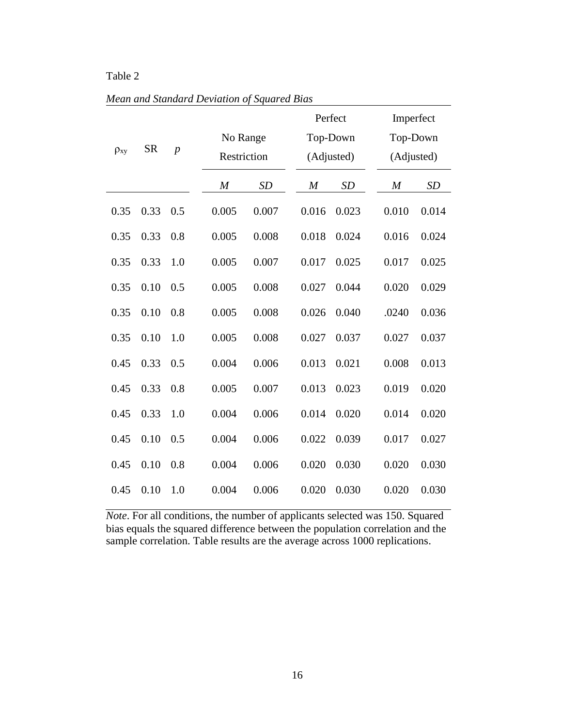Table 2

*Mean and Standard Deviation of Squared Bias*

| $\rho_{xy}$ | SR | *p* | No Range Restriction | | Perfect Top-Down (Adjusted) | | Imperfect Top-Down (Adjusted) | |
|---|---|---|---|---|---|---|---|---|
| | | | *M* | *SD* | *M* | *SD* | *M* | *SD* |
| 0.35 | 0.33 | 0.5 | 0.005 | 0.007 | 0.016 | 0.023 | 0.010 | 0.014 |
| 0.35 | 0.33 | 0.8 | 0.005 | 0.008 | 0.018 | 0.024 | 0.016 | 0.024 |
| 0.35 | 0.33 | 1.0 | 0.005 | 0.007 | 0.017 | 0.025 | 0.017 | 0.025 |
| 0.35 | 0.10 | 0.5 | 0.005 | 0.008 | 0.027 | 0.044 | 0.020 | 0.029 |
| 0.35 | 0.10 | 0.8 | 0.005 | 0.008 | 0.026 | 0.040 | .0240 | 0.036 |
| 0.35 | 0.10 | 1.0 | 0.005 | 0.008 | 0.027 | 0.037 | 0.027 | 0.037 |
| 0.45 | 0.33 | 0.5 | 0.004 | 0.006 | 0.013 | 0.021 | 0.008 | 0.013 |
| 0.45 | 0.33 | 0.8 | 0.005 | 0.007 | 0.013 | 0.023 | 0.019 | 0.020 |
| 0.45 | 0.33 | 1.0 | 0.004 | 0.006 | 0.014 | 0.020 | 0.014 | 0.020 |
| 0.45 | 0.10 | 0.5 | 0.004 | 0.006 | 0.022 | 0.039 | 0.017 | 0.027 |
| 0.45 | 0.10 | 0.8 | 0.004 | 0.006 | 0.020 | 0.030 | 0.020 | 0.030 |
| 0.45 | 0.10 | 1.0 | 0.004 | 0.006 | 0.020 | 0.030 | 0.020 | 0.030 |

*Note*. For all conditions, the number of applicants selected was 150. Squared bias equals the squared difference between the population correlation and the sample correlation. Table results are the average across 1000 replications.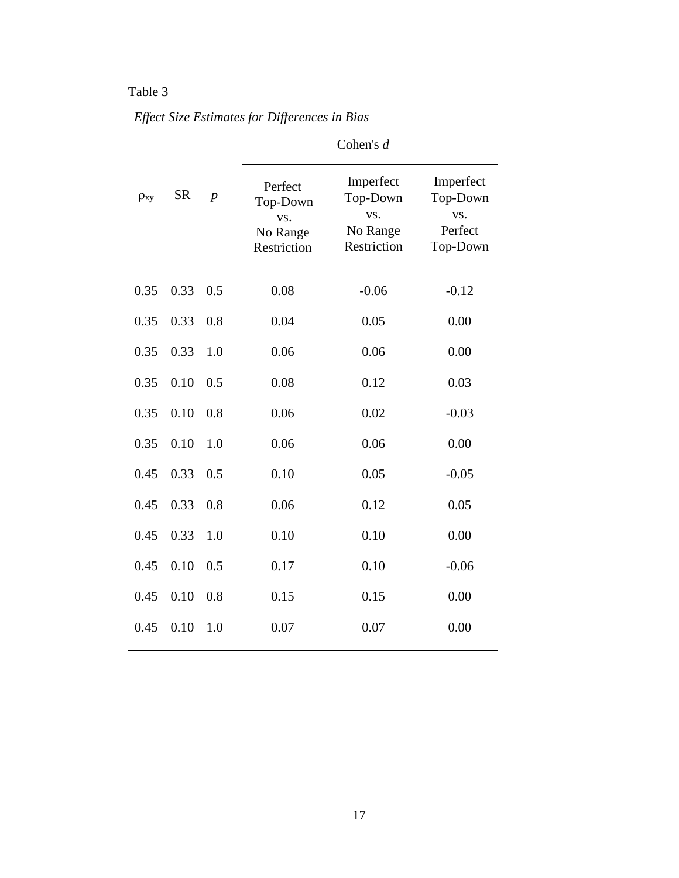Table 3

*Effect Size Estimates for Differences in Bias*

| $\rho_{xy}$ | SR | $p$ | Cohen's $d$ | | |
|---|---|---|---|---|---|
| | | | Perfect Top-Down vs. No Range Restriction | Imperfect Top-Down vs. No Range Restriction | Imperfect Top-Down vs. Perfect Top-Down |
| 0.35 | 0.33 | 0.5 | 0.08 | -0.06 | -0.12 |
| 0.35 | 0.33 | 0.8 | 0.04 | 0.05 | 0.00 |
| 0.35 | 0.33 | 1.0 | 0.06 | 0.06 | 0.00 |
| 0.35 | 0.10 | 0.5 | 0.08 | 0.12 | 0.03 |
| 0.35 | 0.10 | 0.8 | 0.06 | 0.02 | -0.03 |
| 0.35 | 0.10 | 1.0 | 0.06 | 0.06 | 0.00 |
| 0.45 | 0.33 | 0.5 | 0.10 | 0.05 | -0.05 |
| 0.45 | 0.33 | 0.8 | 0.06 | 0.12 | 0.05 |
| 0.45 | 0.33 | 1.0 | 0.10 | 0.10 | 0.00 |
| 0.45 | 0.10 | 0.5 | 0.17 | 0.10 | -0.06 |
| 0.45 | 0.10 | 0.8 | 0.15 | 0.15 | 0.00 |
| 0.45 | 0.10 | 1.0 | 0.07 | 0.07 | 0.00 |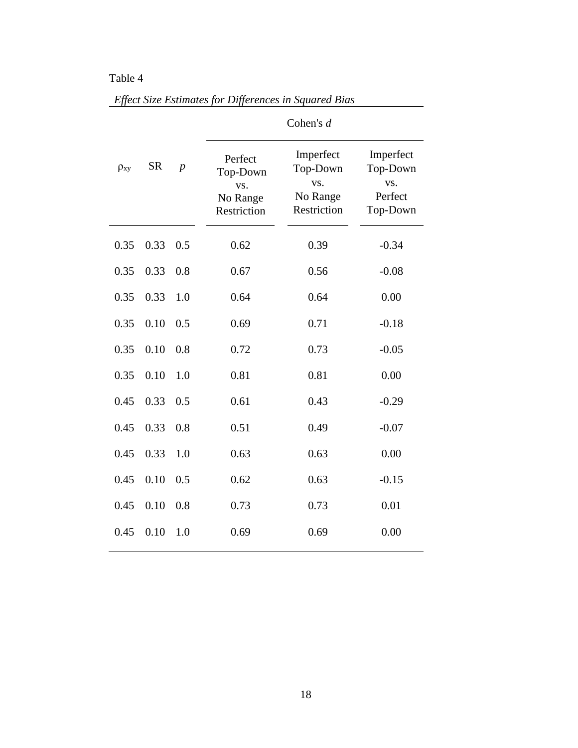Table 4

*Effect Size Estimates for Differences in Squared Bias*

| $\rho_{xy}$ | SR | *p* | Cohen's *d* | | |
|---|---|---|---|---|---|
| | | | Perfect Top-Down vs. No Range Restriction | Imperfect Top-Down vs. No Range Restriction | Imperfect Top-Down vs. Perfect Top-Down |
| 0.35 | 0.33 | 0.5 | 0.62 | 0.39 | -0.34 |
| 0.35 | 0.33 | 0.8 | 0.67 | 0.56 | -0.08 |
| 0.35 | 0.33 | 1.0 | 0.64 | 0.64 | 0.00 |
| 0.35 | 0.10 | 0.5 | 0.69 | 0.71 | -0.18 |
| 0.35 | 0.10 | 0.8 | 0.72 | 0.73 | -0.05 |
| 0.35 | 0.10 | 1.0 | 0.81 | 0.81 | 0.00 |
| 0.45 | 0.33 | 0.5 | 0.61 | 0.43 | -0.29 |
| 0.45 | 0.33 | 0.8 | 0.51 | 0.49 | -0.07 |
| 0.45 | 0.33 | 1.0 | 0.63 | 0.63 | 0.00 |
| 0.45 | 0.10 | 0.5 | 0.62 | 0.63 | -0.15 |
| 0.45 | 0.10 | 0.8 | 0.73 | 0.73 | 0.01 |
| 0.45 | 0.10 | 1.0 | 0.69 | 0.69 | 0.00 |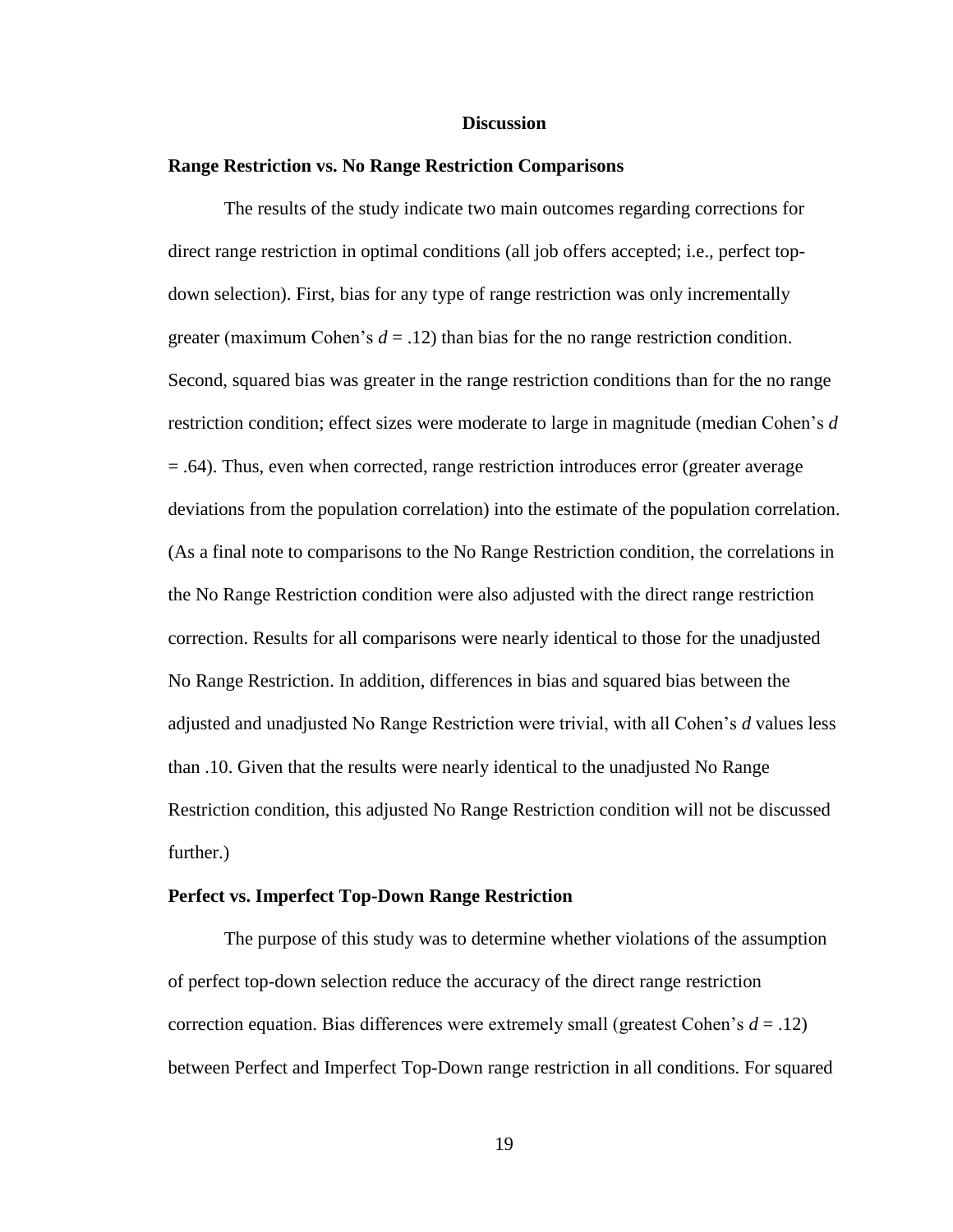# Discussion

## Range Restriction vs. No Range Restriction Comparisons

The results of the study indicate two main outcomes regarding corrections for direct range restriction in optimal conditions (all job offers accepted; i.e., perfect top-down selection). First, bias for any type of range restriction was only incrementally greater (maximum Cohen's $d = .12$) than bias for the no range restriction condition. Second, squared bias was greater in the range restriction conditions than for the no range restriction condition; effect sizes were moderate to large in magnitude (median Cohen's $d = .64$). Thus, even when corrected, range restriction introduces error (greater average deviations from the population correlation) into the estimate of the population correlation. (As a final note to comparisons to the No Range Restriction condition, the correlations in the No Range Restriction condition were also adjusted with the direct range restriction correction. Results for all comparisons were nearly identical to those for the unadjusted No Range Restriction. In addition, differences in bias and squared bias between the adjusted and unadjusted No Range Restriction were trivial, with all Cohen's *d* values less than .10. Given that the results were nearly identical to the unadjusted No Range Restriction condition, this adjusted No Range Restriction condition will not be discussed further.)

## Perfect vs. Imperfect Top-Down Range Restriction

The purpose of this study was to determine whether violations of the assumption of perfect top-down selection reduce the accuracy of the direct range restriction correction equation. Bias differences were extremely small (greatest Cohen's $d = .12$) between Perfect and Imperfect Top-Down range restriction in all conditions. For squared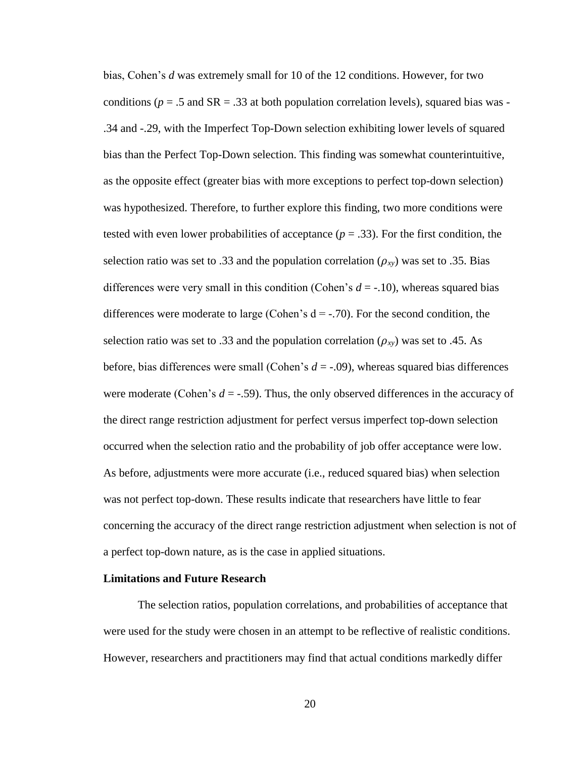bias, Cohen's *d* was extremely small for 10 of the 12 conditions. However, for two conditions ($p$ = .5 and SR = .33 at both population correlation levels), squared bias was -.34 and -.29, with the Imperfect Top-Down selection exhibiting lower levels of squared bias than the Perfect Top-Down selection. This finding was somewhat counterintuitive, as the opposite effect (greater bias with more exceptions to perfect top-down selection) was hypothesized. Therefore, to further explore this finding, two more conditions were tested with even lower probabilities of acceptance ($p$ = .33). For the first condition, the selection ratio was set to .33 and the population correlation ($\rho_{xy}$) was set to .35. Bias differences were very small in this condition (Cohen's $d$ = -.10), whereas squared bias differences were moderate to large (Cohen's d = -.70). For the second condition, the selection ratio was set to .33 and the population correlation ($\rho_{xy}$) was set to .45. As before, bias differences were small (Cohen's $d$ = -.09), whereas squared bias differences were moderate (Cohen's $d$ = -.59). Thus, the only observed differences in the accuracy of the direct range restriction adjustment for perfect versus imperfect top-down selection occurred when the selection ratio and the probability of job offer acceptance were low. As before, adjustments were more accurate (i.e., reduced squared bias) when selection was not perfect top-down. These results indicate that researchers have little to fear concerning the accuracy of the direct range restriction adjustment when selection is not of a perfect top-down nature, as is the case in applied situations.

**Limitations and Future Research**

The selection ratios, population correlations, and probabilities of acceptance that were used for the study were chosen in an attempt to be reflective of realistic conditions. However, researchers and practitioners may find that actual conditions markedly differ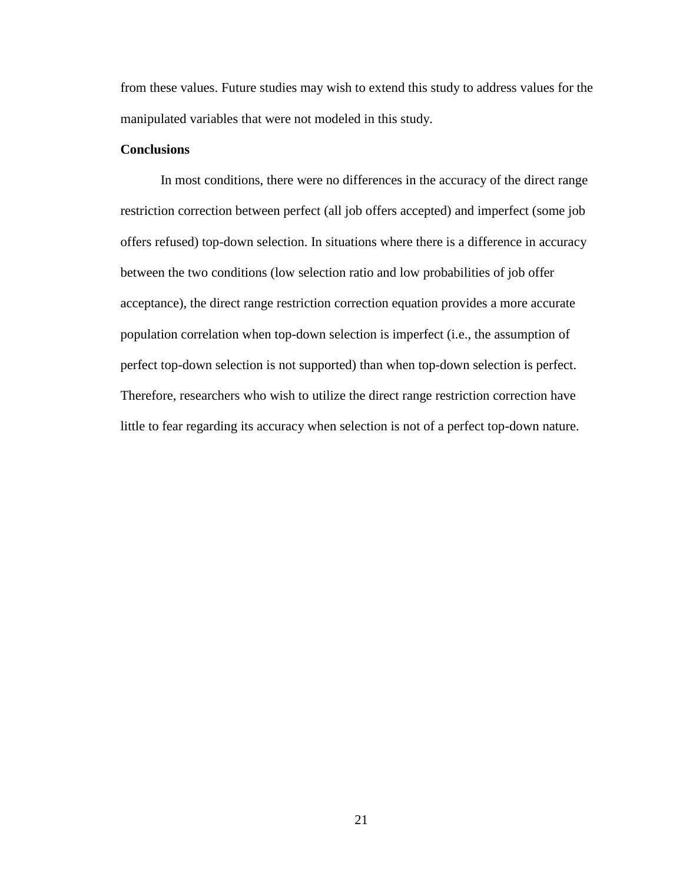from these values. Future studies may wish to extend this study to address values for the manipulated variables that were not modeled in this study.

**Conclusions**

In most conditions, there were no differences in the accuracy of the direct range restriction correction between perfect (all job offers accepted) and imperfect (some job offers refused) top-down selection. In situations where there is a difference in accuracy between the two conditions (low selection ratio and low probabilities of job offer acceptance), the direct range restriction correction equation provides a more accurate population correlation when top-down selection is imperfect (i.e., the assumption of perfect top-down selection is not supported) than when top-down selection is perfect. Therefore, researchers who wish to utilize the direct range restriction correction have little to fear regarding its accuracy when selection is not of a perfect top-down nature.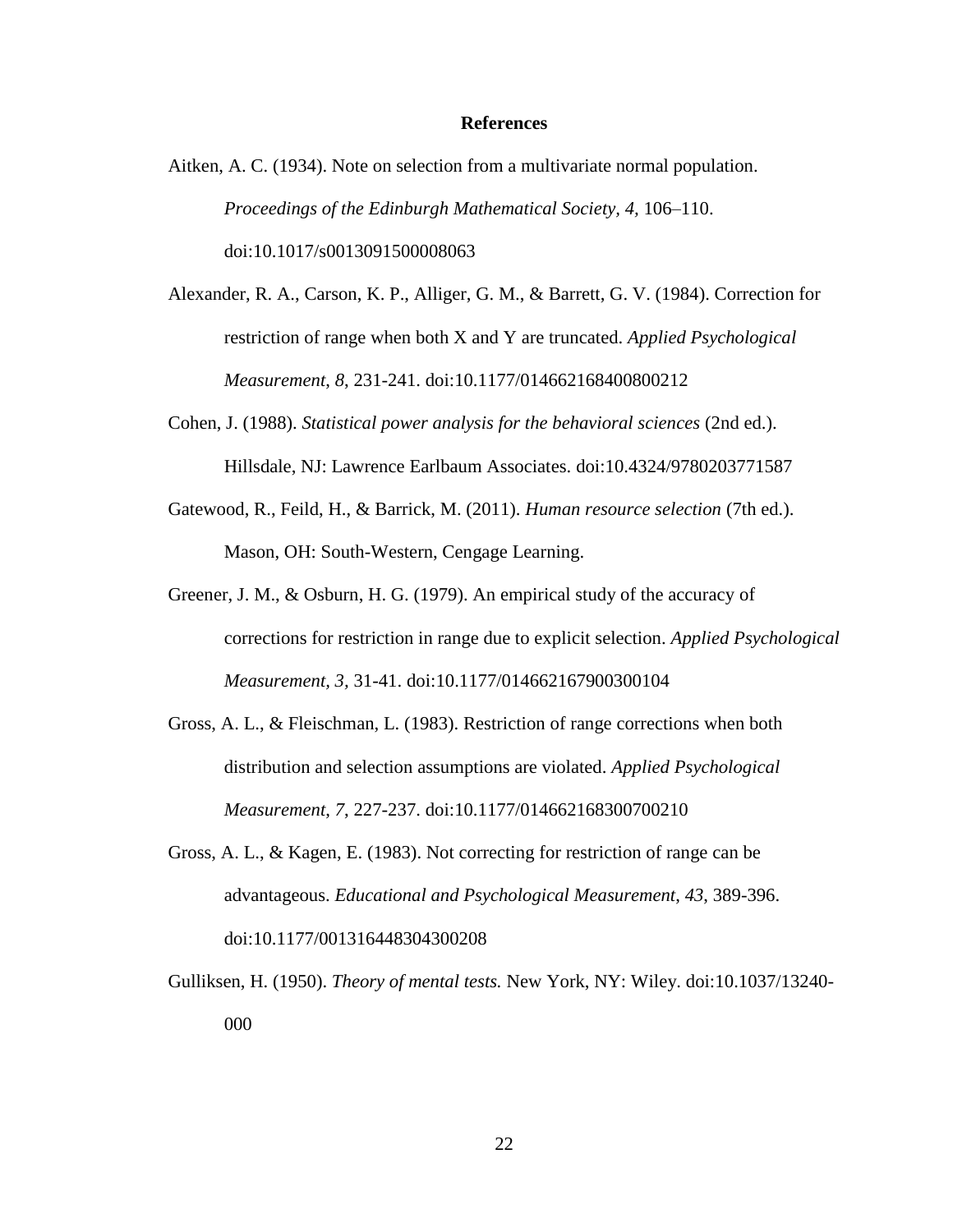# References

Aitken, A. C. (1934). Note on selection from a multivariate normal population. *Proceedings of the Edinburgh Mathematical Society, 4,* 106–110. doi:10.1017/s0013091500008063

Alexander, R. A., Carson, K. P., Alliger, G. M., & Barrett, G. V. (1984). Correction for restriction of range when both X and Y are truncated. *Applied Psychological Measurement*, *8*, 231-241. doi:10.1177/014662168400800212

Cohen, J. (1988). *Statistical power analysis for the behavioral sciences* (2nd ed.). Hillsdale, NJ: Lawrence Earlbaum Associates. doi:10.4324/9780203771587

Gatewood, R., Feild, H., & Barrick, M. (2011). *Human resource selection* (7th ed.). Mason, OH: South-Western, Cengage Learning.

Greener, J. M., & Osburn, H. G. (1979). An empirical study of the accuracy of corrections for restriction in range due to explicit selection. *Applied Psychological Measurement, 3,* 31-41. doi:10.1177/014662167900300104

Gross, A. L., & Fleischman, L. (1983). Restriction of range corrections when both distribution and selection assumptions are violated. *Applied Psychological Measurement*, *7*, 227-237. doi:10.1177/014662168300700210

Gross, A. L., & Kagen, E. (1983). Not correcting for restriction of range can be advantageous. *Educational and Psychological Measurement*, *43*, 389-396. doi:10.1177/001316448304300208

Gulliksen, H. (1950). *Theory of mental tests.* New York, NY: Wiley. doi:10.1037/13240-000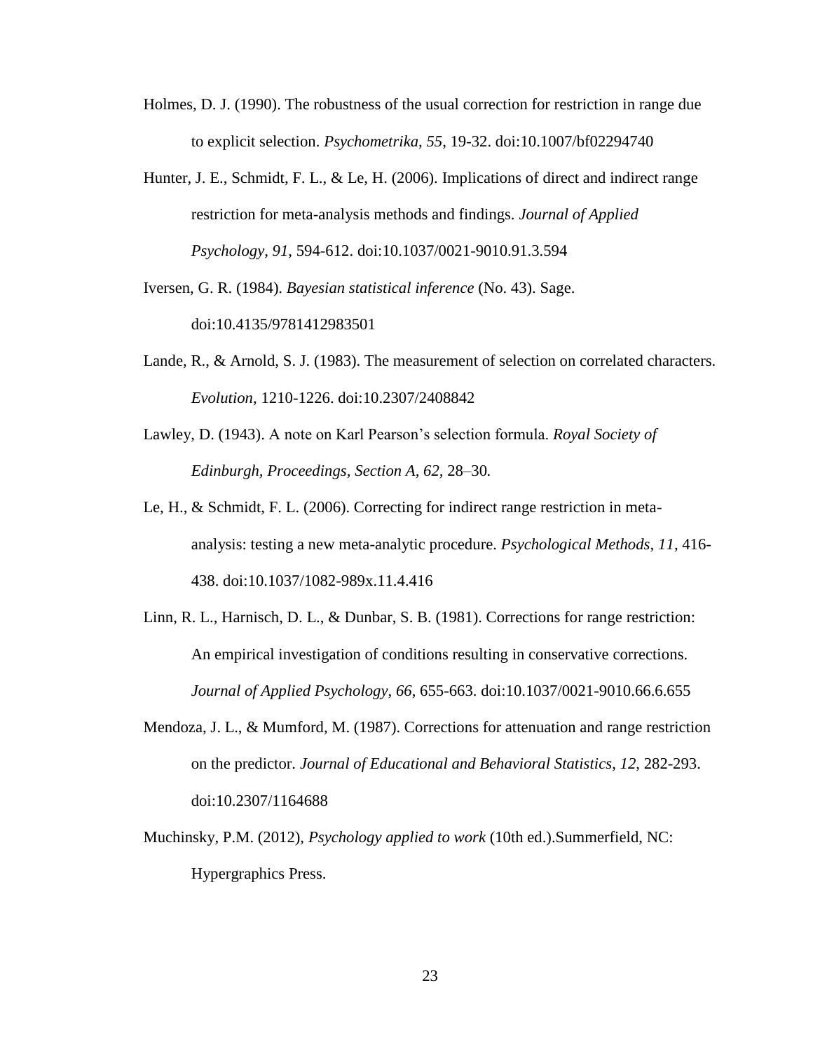Holmes, D. J. (1990). The robustness of the usual correction for restriction in range due to explicit selection. *Psychometrika*, *55*, 19-32. doi:10.1007/bf02294740

Hunter, J. E., Schmidt, F. L., & Le, H. (2006). Implications of direct and indirect range restriction for meta-analysis methods and findings. *Journal of Applied Psychology*, *91*, 594-612. doi:10.1037/0021-9010.91.3.594

Iversen, G. R. (1984). *Bayesian statistical inference* (No. 43). Sage. doi:10.4135/9781412983501

Lande, R., & Arnold, S. J. (1983). The measurement of selection on correlated characters. *Evolution*, 1210-1226. doi:10.2307/2408842

Lawley, D. (1943). A note on Karl Pearson's selection formula. *Royal Society of Edinburgh, Proceedings, Section A*, *62*, 28–30.

Le, H., & Schmidt, F. L. (2006). Correcting for indirect range restriction in meta-analysis: testing a new meta-analytic procedure. *Psychological Methods*, *11*, 416-438. doi:10.1037/1082-989x.11.4.416

Linn, R. L., Harnisch, D. L., & Dunbar, S. B. (1981). Corrections for range restriction: An empirical investigation of conditions resulting in conservative corrections. *Journal of Applied Psychology*, *66*, 655-663. doi:10.1037/0021-9010.66.6.655

Mendoza, J. L., & Mumford, M. (1987). Corrections for attenuation and range restriction on the predictor. *Journal of Educational and Behavioral Statistics*, *12*, 282-293. doi:10.2307/1164688

Muchinsky, P.M. (2012), *Psychology applied to work* (10th ed.).Summerfield, NC: Hypergraphics Press.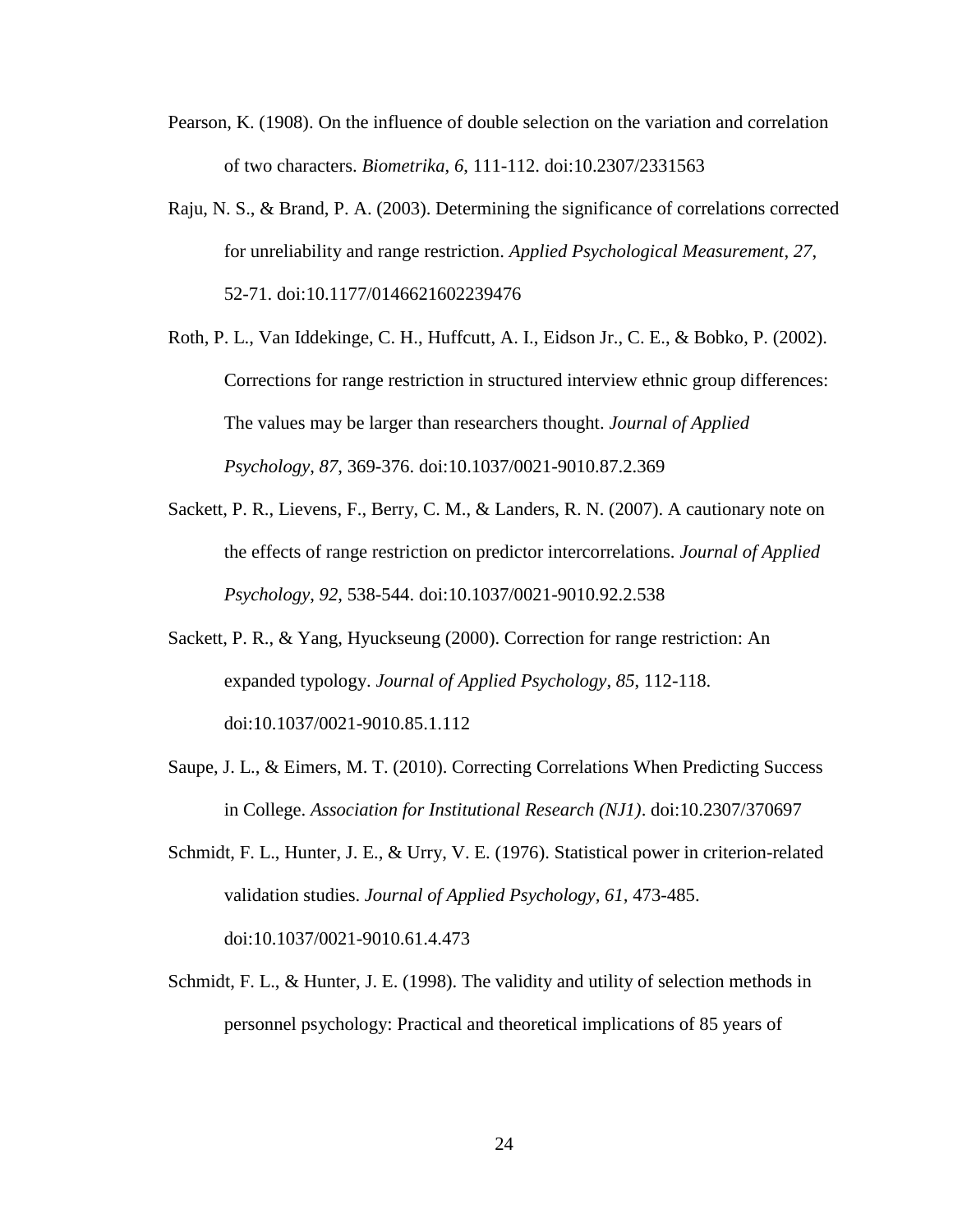Pearson, K. (1908). On the influence of double selection on the variation and correlation of two characters. *Biometrika*, *6*, 111-112. doi:10.2307/2331563

Raju, N. S., & Brand, P. A. (2003). Determining the significance of correlations corrected for unreliability and range restriction. *Applied Psychological Measurement*, *27*, 52-71. doi:10.1177/0146621602239476

Roth, P. L., Van Iddekinge, C. H., Huffcutt, A. I., Eidson Jr., C. E., & Bobko, P. (2002). Corrections for range restriction in structured interview ethnic group differences: The values may be larger than researchers thought. *Journal of Applied Psychology*, *87*, 369-376. doi:10.1037/0021-9010.87.2.369

Sackett, P. R., Lievens, F., Berry, C. M., & Landers, R. N. (2007). A cautionary note on the effects of range restriction on predictor intercorrelations. *Journal of Applied Psychology*, *92*, 538-544. doi:10.1037/0021-9010.92.2.538

Sackett, P. R., & Yang, Hyuckseung (2000). Correction for range restriction: An expanded typology. *Journal of Applied Psychology*, *85*, 112-118. doi:10.1037/0021-9010.85.1.112

Saupe, J. L., & Eimers, M. T. (2010). Correcting Correlations When Predicting Success in College. *Association for Institutional Research (NJ1)*. doi:10.2307/370697

Schmidt, F. L., Hunter, J. E., & Urry, V. E. (1976). Statistical power in criterion-related validation studies. *Journal of Applied Psychology, 61*, 473-485. doi:10.1037/0021-9010.61.4.473

Schmidt, F. L., & Hunter, J. E. (1998). The validity and utility of selection methods in personnel psychology: Practical and theoretical implications of 85 years of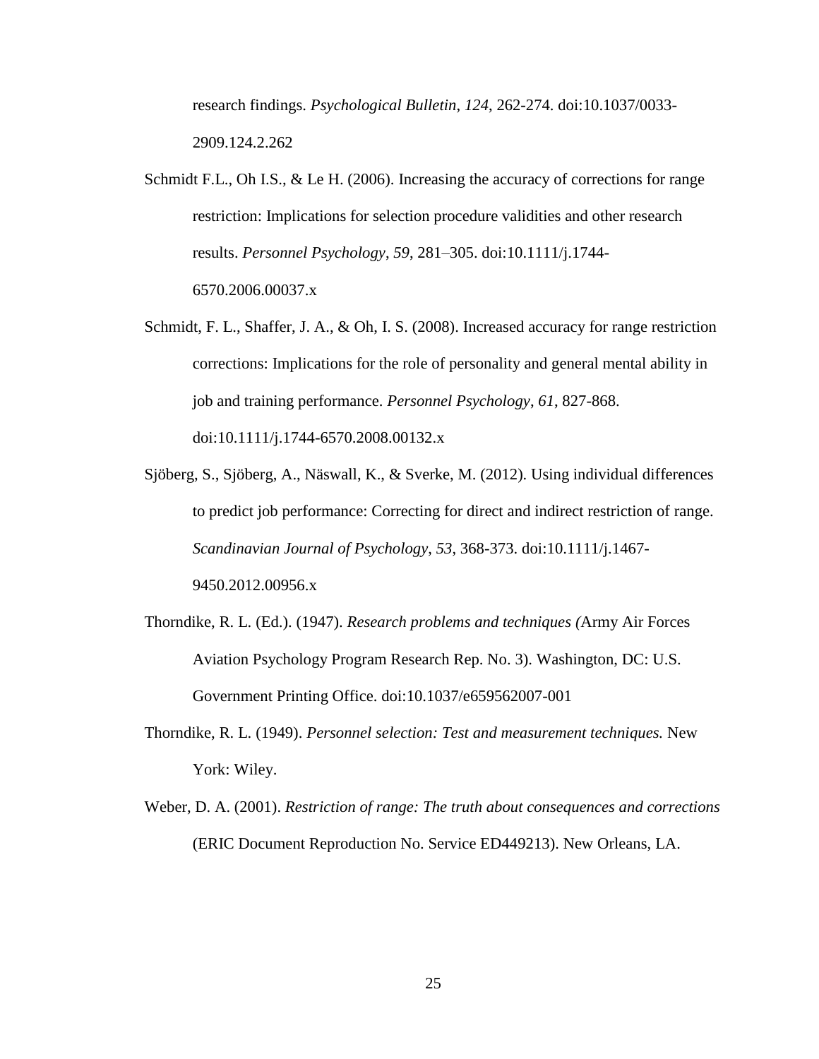research findings. *Psychological Bulletin*, *124*, 262-274. doi:10.1037/0033-2909.124.2.262

Schmidt F.L., Oh I.S., & Le H. (2006). Increasing the accuracy of corrections for range restriction: Implications for selection procedure validities and other research results. *Personnel Psychology*, *59*, 281–305. doi:10.1111/j.1744-6570.2006.00037.x

Schmidt, F. L., Shaffer, J. A., & Oh, I. S. (2008). Increased accuracy for range restriction corrections: Implications for the role of personality and general mental ability in job and training performance. *Personnel Psychology*, *61*, 827-868. doi:10.1111/j.1744-6570.2008.00132.x

Sjöberg, S., Sjöberg, A., Näswall, K., & Sverke, M. (2012). Using individual differences to predict job performance: Correcting for direct and indirect restriction of range. *Scandinavian Journal of Psychology*, *53*, 368-373. doi:10.1111/j.1467-9450.2012.00956.x

Thorndike, R. L. (Ed.). (1947). *Research problems and techniques (*Army Air Forces Aviation Psychology Program Research Rep. No. 3). Washington, DC: U.S. Government Printing Office. doi:10.1037/e659562007-001

Thorndike, R. L. (1949). *Personnel selection: Test and measurement techniques.* New York: Wiley.

Weber, D. A. (2001). *Restriction of range: The truth about consequences and corrections* (ERIC Document Reproduction No. Service ED449213). New Orleans, LA.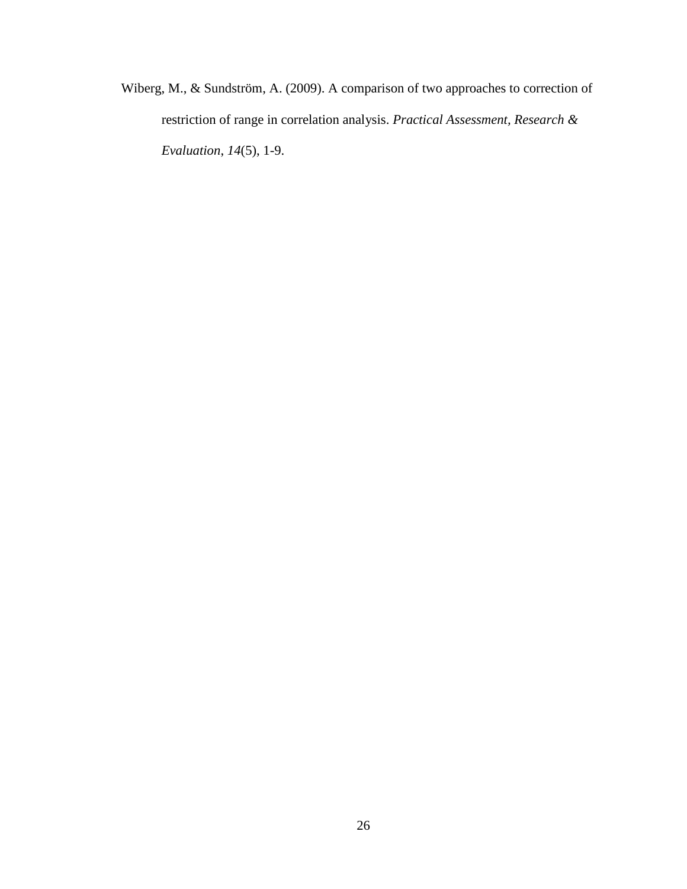Wiberg, M., & Sundström, A. (2009). A comparison of two approaches to correction of restriction of range in correlation analysis. *Practical Assessment, Research & Evaluation*, *14*(5), 1-9.